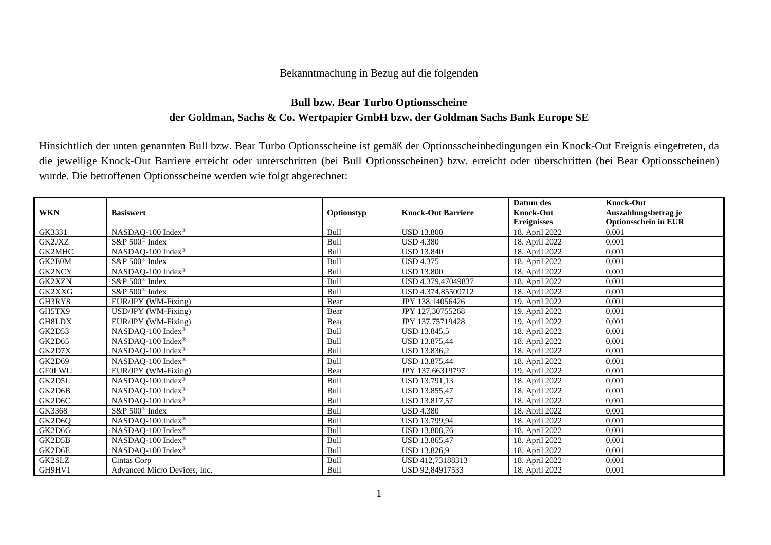Bekanntmachung in Bezug auf die folgenden

**Bull bzw. Bear Turbo Optionsscheine**
**der Goldman, Sachs & Co. Wertpapier GmbH bzw. der Goldman Sachs Bank Europe SE**

Hinsichtlich der unten genannten Bull bzw. Bear Turbo Optionsscheine ist gemäß der Optionsscheinbedingungen ein Knock-Out Ereignis eingetreten, da die jeweilige Knock-Out Barriere erreicht oder unterschritten (bei Bull Optionsscheinen) bzw. erreicht oder überschritten (bei Bear Optionsscheinen) wurde. Die betroffenen Optionsscheine werden wie folgt abgerechnet:

| WKN | Basiswert | Optionstyp | Knock-Out Barriere | Datum des Knock-Out Ereignisses | Knock-Out Auszahlungsbetrag je Optionsschein in EUR |
|---|---|---|---|---|---|
| GK3331 | NASDAQ-100 Index® | Bull | USD 13.800 | 18. April 2022 | 0,001 |
| GK2JXZ | S&P 500® Index | Bull | USD 4.380 | 18. April 2022 | 0,001 |
| GK2MHC | NASDAQ-100 Index® | Bull | USD 13.840 | 18. April 2022 | 0,001 |
| GK2E0M | S&P 500® Index | Bull | USD 4.375 | 18. April 2022 | 0,001 |
| GK2NCY | NASDAQ-100 Index® | Bull | USD 13.800 | 18. April 2022 | 0,001 |
| GK2XZN | S&P 500® Index | Bull | USD 4.379,47049837 | 18. April 2022 | 0,001 |
| GK2XXG | S&P 500® Index | Bull | USD 4.374,85500712 | 18. April 2022 | 0,001 |
| GH3RY8 | EUR/JPY (WM-Fixing) | Bear | JPY 138,14056426 | 19. April 2022 | 0,001 |
| GH5TX9 | USD/JPY (WM-Fixing) | Bear | JPY 127,30755268 | 19. April 2022 | 0,001 |
| GH8LDX | EUR/JPY (WM-Fixing) | Bear | JPY 137,75719428 | 19. April 2022 | 0,001 |
| GK2D53 | NASDAQ-100 Index® | Bull | USD 13.845,5 | 18. April 2022 | 0,001 |
| GK2D65 | NASDAQ-100 Index® | Bull | USD 13.875,44 | 18. April 2022 | 0,001 |
| GK2D7X | NASDAQ-100 Index® | Bull | USD 13.836,2 | 18. April 2022 | 0,001 |
| GK2D69 | NASDAQ-100 Index® | Bull | USD 13.875,44 | 18. April 2022 | 0,001 |
| GF0LWU | EUR/JPY (WM-Fixing) | Bear | JPY 137,66319797 | 19. April 2022 | 0,001 |
| GK2D5L | NASDAQ-100 Index® | Bull | USD 13.791,13 | 18. April 2022 | 0,001 |
| GK2D6B | NASDAQ-100 Index® | Bull | USD 13.855,47 | 18. April 2022 | 0,001 |
| GK2D6C | NASDAQ-100 Index® | Bull | USD 13.817,57 | 18. April 2022 | 0,001 |
| GK3368 | S&P 500® Index | Bull | USD 4.380 | 18. April 2022 | 0,001 |
| GK2D6Q | NASDAQ-100 Index® | Bull | USD 13.799,94 | 18. April 2022 | 0,001 |
| GK2D6G | NASDAQ-100 Index® | Bull | USD 13.808,76 | 18. April 2022 | 0,001 |
| GK2D5B | NASDAQ-100 Index® | Bull | USD 13.865,47 | 18. April 2022 | 0,001 |
| GK2D6E | NASDAQ-100 Index® | Bull | USD 13.826,9 | 18. April 2022 | 0,001 |
| GK2SLZ | Cintas Corp | Bull | USD 412,73188313 | 18. April 2022 | 0,001 |
| GH9HV1 | Advanced Micro Devices, Inc. | Bull | USD 92,84917533 | 18. April 2022 | 0,001 |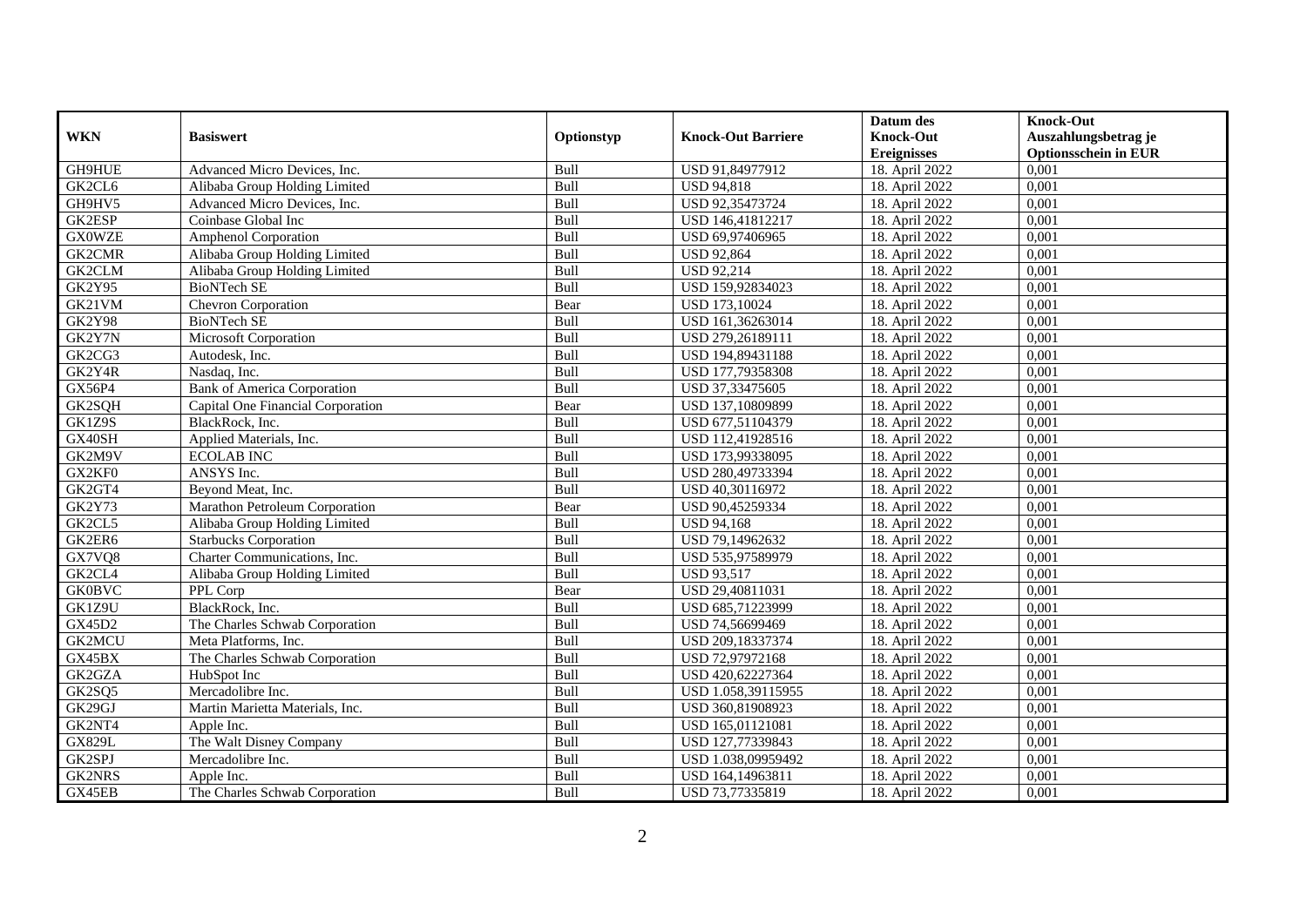| WKN | Basiswert | Optionstyp | Knock-Out Barriere | Datum des Knock-Out Ereignisses | Knock-Out Auszahlungsbetrag je Optionsschein in EUR |
|---|---|---|---|---|---|
| GH9HUE | Advanced Micro Devices, Inc. | Bull | USD 91,84977912 | 18. April 2022 | 0,001 |
| GK2CL6 | Alibaba Group Holding Limited | Bull | USD 94,818 | 18. April 2022 | 0,001 |
| GH9HV5 | Advanced Micro Devices, Inc. | Bull | USD 92,35473724 | 18. April 2022 | 0,001 |
| GK2ESP | Coinbase Global Inc | Bull | USD 146,41812217 | 18. April 2022 | 0,001 |
| GX0WZE | Amphenol Corporation | Bull | USD 69,97406965 | 18. April 2022 | 0,001 |
| GK2CMR | Alibaba Group Holding Limited | Bull | USD 92,864 | 18. April 2022 | 0,001 |
| GK2CLM | Alibaba Group Holding Limited | Bull | USD 92,214 | 18. April 2022 | 0,001 |
| GK2Y95 | BioNTech SE | Bull | USD 159,92834023 | 18. April 2022 | 0,001 |
| GK21VM | Chevron Corporation | Bear | USD 173,10024 | 18. April 2022 | 0,001 |
| GK2Y98 | BioNTech SE | Bull | USD 161,36263014 | 18. April 2022 | 0,001 |
| GK2Y7N | Microsoft Corporation | Bull | USD 279,26189111 | 18. April 2022 | 0,001 |
| GK2CG3 | Autodesk, Inc. | Bull | USD 194,89431188 | 18. April 2022 | 0,001 |
| GK2Y4R | Nasdaq, Inc. | Bull | USD 177,79358308 | 18. April 2022 | 0,001 |
| GX56P4 | Bank of America Corporation | Bull | USD 37,33475605 | 18. April 2022 | 0,001 |
| GK2SQH | Capital One Financial Corporation | Bear | USD 137,10809899 | 18. April 2022 | 0,001 |
| GK1Z9S | BlackRock, Inc. | Bull | USD 677,51104379 | 18. April 2022 | 0,001 |
| GX40SH | Applied Materials, Inc. | Bull | USD 112,41928516 | 18. April 2022 | 0,001 |
| GK2M9V | ECOLAB INC | Bull | USD 173,99338095 | 18. April 2022 | 0,001 |
| GX2KF0 | ANSYS Inc. | Bull | USD 280,49733394 | 18. April 2022 | 0,001 |
| GK2GT4 | Beyond Meat, Inc. | Bull | USD 40,30116972 | 18. April 2022 | 0,001 |
| GK2Y73 | Marathon Petroleum Corporation | Bear | USD 90,45259334 | 18. April 2022 | 0,001 |
| GK2CL5 | Alibaba Group Holding Limited | Bull | USD 94,168 | 18. April 2022 | 0,001 |
| GK2ER6 | Starbucks Corporation | Bull | USD 79,14962632 | 18. April 2022 | 0,001 |
| GX7VQ8 | Charter Communications, Inc. | Bull | USD 535,97589979 | 18. April 2022 | 0,001 |
| GK2CL4 | Alibaba Group Holding Limited | Bull | USD 93,517 | 18. April 2022 | 0,001 |
| GK0BVC | PPL Corp | Bear | USD 29,40811031 | 18. April 2022 | 0,001 |
| GK1Z9U | BlackRock, Inc. | Bull | USD 685,71223999 | 18. April 2022 | 0,001 |
| GX45D2 | The Charles Schwab Corporation | Bull | USD 74,56699469 | 18. April 2022 | 0,001 |
| GK2MCU | Meta Platforms, Inc. | Bull | USD 209,18337374 | 18. April 2022 | 0,001 |
| GX45BX | The Charles Schwab Corporation | Bull | USD 72,97972168 | 18. April 2022 | 0,001 |
| GK2GZA | HubSpot Inc | Bull | USD 420,62227364 | 18. April 2022 | 0,001 |
| GK2SQ5 | Mercadolibre Inc. | Bull | USD 1.058,39115955 | 18. April 2022 | 0,001 |
| GK29GJ | Martin Marietta Materials, Inc. | Bull | USD 360,81908923 | 18. April 2022 | 0,001 |
| GK2NT4 | Apple Inc. | Bull | USD 165,01121081 | 18. April 2022 | 0,001 |
| GX829L | The Walt Disney Company | Bull | USD 127,77339843 | 18. April 2022 | 0,001 |
| GK2SPJ | Mercadolibre Inc. | Bull | USD 1.038,09959492 | 18. April 2022 | 0,001 |
| GK2NRS | Apple Inc. | Bull | USD 164,14963811 | 18. April 2022 | 0,001 |
| GX45EB | The Charles Schwab Corporation | Bull | USD 73,77335819 | 18. April 2022 | 0,001 |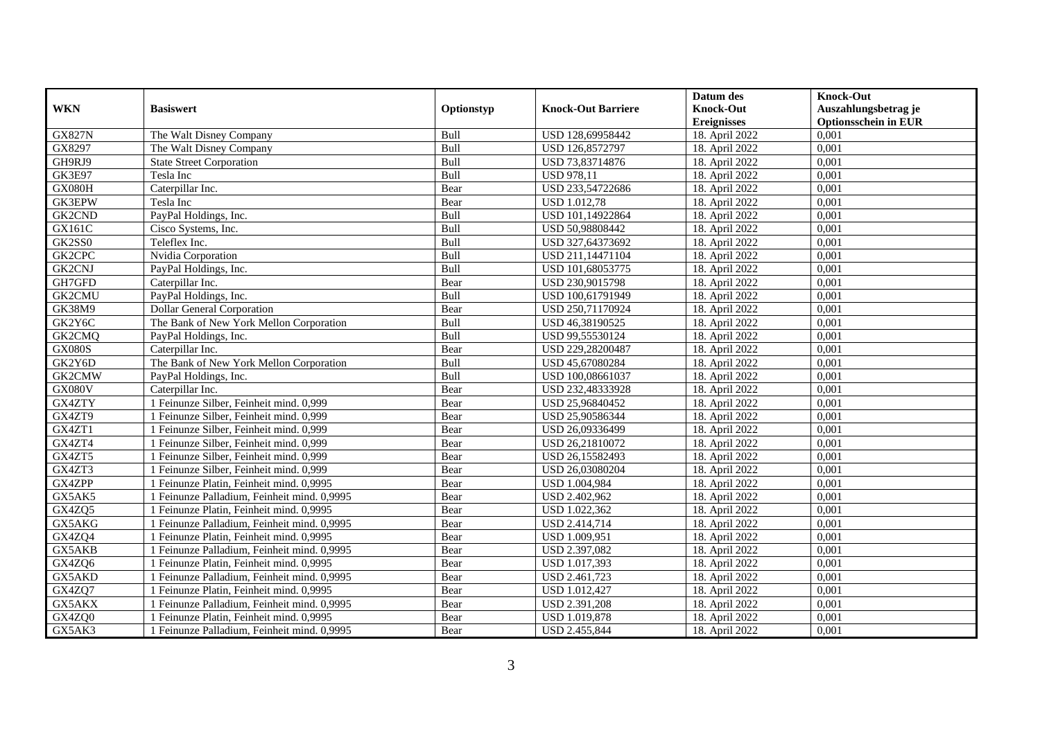| WKN | Basiswert | Optionstyp | Knock-Out Barriere | Datum des Knock-Out Ereignisses | Knock-Out Auszahlungsbetrag je Optionsschein in EUR |
|---|---|---|---|---|---|
| GX827N | The Walt Disney Company | Bull | USD 128,69958442 | 18. April 2022 | 0,001 |
| GX8297 | The Walt Disney Company | Bull | USD 126,8572797 | 18. April 2022 | 0,001 |
| GH9RJ9 | State Street Corporation | Bull | USD 73,83714876 | 18. April 2022 | 0,001 |
| GK3E97 | Tesla Inc | Bull | USD 978,11 | 18. April 2022 | 0,001 |
| GX080H | Caterpillar Inc. | Bear | USD 233,54722686 | 18. April 2022 | 0,001 |
| GK3EPW | Tesla Inc | Bear | USD 1.012,78 | 18. April 2022 | 0,001 |
| GK2CND | PayPal Holdings, Inc. | Bull | USD 101,14922864 | 18. April 2022 | 0,001 |
| GX161C | Cisco Systems, Inc. | Bull | USD 50,98808442 | 18. April 2022 | 0,001 |
| GK2SS0 | Teleflex Inc. | Bull | USD 327,64373692 | 18. April 2022 | 0,001 |
| GK2CPC | Nvidia Corporation | Bull | USD 211,14471104 | 18. April 2022 | 0,001 |
| GK2CNJ | PayPal Holdings, Inc. | Bull | USD 101,68053775 | 18. April 2022 | 0,001 |
| GH7GFD | Caterpillar Inc. | Bear | USD 230,9015798 | 18. April 2022 | 0,001 |
| GK2CMU | PayPal Holdings, Inc. | Bull | USD 100,61791949 | 18. April 2022 | 0,001 |
| GK38M9 | Dollar General Corporation | Bear | USD 250,71170924 | 18. April 2022 | 0,001 |
| GK2Y6C | The Bank of New York Mellon Corporation | Bull | USD 46,38190525 | 18. April 2022 | 0,001 |
| GK2CMQ | PayPal Holdings, Inc. | Bull | USD 99,55530124 | 18. April 2022 | 0,001 |
| GX080S | Caterpillar Inc. | Bear | USD 229,28200487 | 18. April 2022 | 0,001 |
| GK2Y6D | The Bank of New York Mellon Corporation | Bull | USD 45,67080284 | 18. April 2022 | 0,001 |
| GK2CMW | PayPal Holdings, Inc. | Bull | USD 100,08661037 | 18. April 2022 | 0,001 |
| GX080V | Caterpillar Inc. | Bear | USD 232,48333928 | 18. April 2022 | 0,001 |
| GX4ZTY | 1 Feinunze Silber, Feinheit mind. 0,999 | Bear | USD 25,96840452 | 18. April 2022 | 0,001 |
| GX4ZT9 | 1 Feinunze Silber, Feinheit mind. 0,999 | Bear | USD 25,90586344 | 18. April 2022 | 0,001 |
| GX4ZT1 | 1 Feinunze Silber, Feinheit mind. 0,999 | Bear | USD 26,09336499 | 18. April 2022 | 0,001 |
| GX4ZT4 | 1 Feinunze Silber, Feinheit mind. 0,999 | Bear | USD 26,21810072 | 18. April 2022 | 0,001 |
| GX4ZT5 | 1 Feinunze Silber, Feinheit mind. 0,999 | Bear | USD 26,15582493 | 18. April 2022 | 0,001 |
| GX4ZT3 | 1 Feinunze Silber, Feinheit mind. 0,999 | Bear | USD 26,03080204 | 18. April 2022 | 0,001 |
| GX4ZPP | 1 Feinunze Platin, Feinheit mind. 0,9995 | Bear | USD 1.004,984 | 18. April 2022 | 0,001 |
| GX5AK5 | 1 Feinunze Palladium, Feinheit mind. 0,9995 | Bear | USD 2.402,962 | 18. April 2022 | 0,001 |
| GX4ZQ5 | 1 Feinunze Platin, Feinheit mind. 0,9995 | Bear | USD 1.022,362 | 18. April 2022 | 0,001 |
| GX5AKG | 1 Feinunze Palladium, Feinheit mind. 0,9995 | Bear | USD 2.414,714 | 18. April 2022 | 0,001 |
| GX4ZQ4 | 1 Feinunze Platin, Feinheit mind. 0,9995 | Bear | USD 1.009,951 | 18. April 2022 | 0,001 |
| GX5AKB | 1 Feinunze Palladium, Feinheit mind. 0,9995 | Bear | USD 2.397,082 | 18. April 2022 | 0,001 |
| GX4ZQ6 | 1 Feinunze Platin, Feinheit mind. 0,9995 | Bear | USD 1.017,393 | 18. April 2022 | 0,001 |
| GX5AKD | 1 Feinunze Palladium, Feinheit mind. 0,9995 | Bear | USD 2.461,723 | 18. April 2022 | 0,001 |
| GX4ZQ7 | 1 Feinunze Platin, Feinheit mind. 0,9995 | Bear | USD 1.012,427 | 18. April 2022 | 0,001 |
| GX5AKX | 1 Feinunze Palladium, Feinheit mind. 0,9995 | Bear | USD 2.391,208 | 18. April 2022 | 0,001 |
| GX4ZQ0 | 1 Feinunze Platin, Feinheit mind. 0,9995 | Bear | USD 1.019,878 | 18. April 2022 | 0,001 |
| GX5AK3 | 1 Feinunze Palladium, Feinheit mind. 0,9995 | Bear | USD 2.455,844 | 18. April 2022 | 0,001 |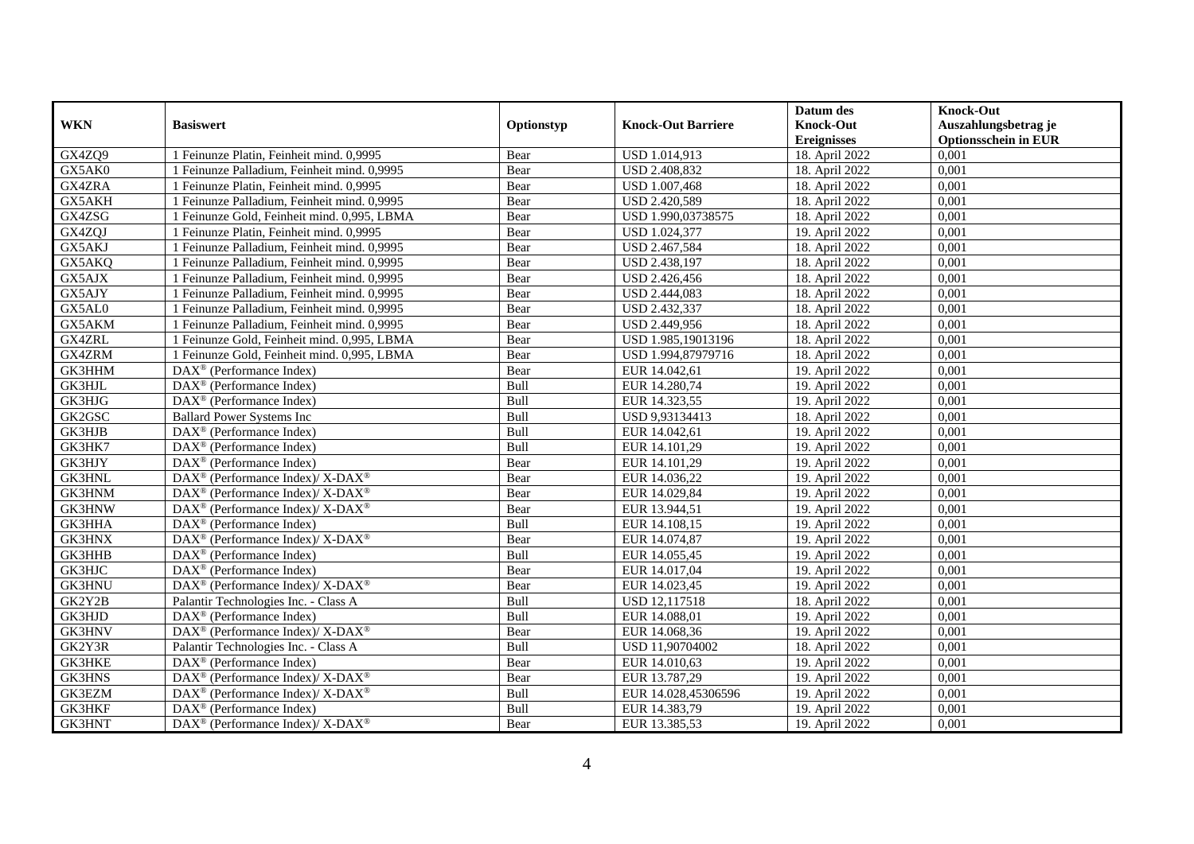| WKN | Basiswert | Optionstyp | Knock-Out Barriere | Datum des Knock-Out Ereignisses | Knock-Out Auszahlungsbetrag je Optionsschein in EUR |
|---|---|---|---|---|---|
| GX4ZQ9 | 1 Feinunze Platin, Feinheit mind. 0,9995 | Bear | USD 1.014,913 | 18. April 2022 | 0,001 |
| GX5AK0 | 1 Feinunze Palladium, Feinheit mind. 0,9995 | Bear | USD 2.408,832 | 18. April 2022 | 0,001 |
| GX4ZRA | 1 Feinunze Platin, Feinheit mind. 0,9995 | Bear | USD 1.007,468 | 18. April 2022 | 0,001 |
| GX5AKH | 1 Feinunze Palladium, Feinheit mind. 0,9995 | Bear | USD 2.420,589 | 18. April 2022 | 0,001 |
| GX4ZSG | 1 Feinunze Gold, Feinheit mind. 0,995, LBMA | Bear | USD 1.990,03738575 | 18. April 2022 | 0,001 |
| GX4ZQJ | 1 Feinunze Platin, Feinheit mind. 0,9995 | Bear | USD 1.024,377 | 19. April 2022 | 0,001 |
| GX5AKJ | 1 Feinunze Palladium, Feinheit mind. 0,9995 | Bear | USD 2.467,584 | 18. April 2022 | 0,001 |
| GX5AKQ | 1 Feinunze Palladium, Feinheit mind. 0,9995 | Bear | USD 2.438,197 | 18. April 2022 | 0,001 |
| GX5AJX | 1 Feinunze Palladium, Feinheit mind. 0,9995 | Bear | USD 2.426,456 | 18. April 2022 | 0,001 |
| GX5AJY | 1 Feinunze Palladium, Feinheit mind. 0,9995 | Bear | USD 2.444,083 | 18. April 2022 | 0,001 |
| GX5AL0 | 1 Feinunze Palladium, Feinheit mind. 0,9995 | Bear | USD 2.432,337 | 18. April 2022 | 0,001 |
| GX5AKM | 1 Feinunze Palladium, Feinheit mind. 0,9995 | Bear | USD 2.449,956 | 18. April 2022 | 0,001 |
| GX4ZRL | 1 Feinunze Gold, Feinheit mind. 0,995, LBMA | Bear | USD 1.985,19013196 | 18. April 2022 | 0,001 |
| GX4ZRM | 1 Feinunze Gold, Feinheit mind. 0,995, LBMA | Bear | USD 1.994,87979716 | 18. April 2022 | 0,001 |
| GK3HHM | DAX® (Performance Index) | Bear | EUR 14.042,61 | 19. April 2022 | 0,001 |
| GK3HJL | DAX® (Performance Index) | Bull | EUR 14.280,74 | 19. April 2022 | 0,001 |
| GK3HJG | DAX® (Performance Index) | Bull | EUR 14.323,55 | 19. April 2022 | 0,001 |
| GK2GSC | Ballard Power Systems Inc | Bull | USD 9,93134413 | 18. April 2022 | 0,001 |
| GK3HJB | DAX® (Performance Index) | Bull | EUR 14.042,61 | 19. April 2022 | 0,001 |
| GK3HK7 | DAX® (Performance Index) | Bull | EUR 14.101,29 | 19. April 2022 | 0,001 |
| GK3HJY | DAX® (Performance Index) | Bear | EUR 14.101,29 | 19. April 2022 | 0,001 |
| GK3HNL | DAX® (Performance Index)/ X-DAX® | Bear | EUR 14.036,22 | 19. April 2022 | 0,001 |
| GK3HNM | DAX® (Performance Index)/ X-DAX® | Bear | EUR 14.029,84 | 19. April 2022 | 0,001 |
| GK3HNW | DAX® (Performance Index)/ X-DAX® | Bear | EUR 13.944,51 | 19. April 2022 | 0,001 |
| GK3HHA | DAX® (Performance Index) | Bull | EUR 14.108,15 | 19. April 2022 | 0,001 |
| GK3HNX | DAX® (Performance Index)/ X-DAX® | Bear | EUR 14.074,87 | 19. April 2022 | 0,001 |
| GK3HHB | DAX® (Performance Index) | Bull | EUR 14.055,45 | 19. April 2022 | 0,001 |
| GK3HJC | DAX® (Performance Index) | Bear | EUR 14.017,04 | 19. April 2022 | 0,001 |
| GK3HNU | DAX® (Performance Index)/ X-DAX® | Bear | EUR 14.023,45 | 19. April 2022 | 0,001 |
| GK2Y2B | Palantir Technologies Inc. - Class A | Bull | USD 12,117518 | 18. April 2022 | 0,001 |
| GK3HJD | DAX® (Performance Index) | Bull | EUR 14.088,01 | 19. April 2022 | 0,001 |
| GK3HNV | DAX® (Performance Index)/ X-DAX® | Bear | EUR 14.068,36 | 19. April 2022 | 0,001 |
| GK2Y3R | Palantir Technologies Inc. - Class A | Bull | USD 11,90704002 | 18. April 2022 | 0,001 |
| GK3HKE | DAX® (Performance Index) | Bear | EUR 14.010,63 | 19. April 2022 | 0,001 |
| GK3HNS | DAX® (Performance Index)/ X-DAX® | Bear | EUR 13.787,29 | 19. April 2022 | 0,001 |
| GK3EZM | DAX® (Performance Index)/ X-DAX® | Bull | EUR 14.028,45306596 | 19. April 2022 | 0,001 |
| GK3HKF | DAX® (Performance Index) | Bull | EUR 14.383,79 | 19. April 2022 | 0,001 |
| GK3HNT | DAX® (Performance Index)/ X-DAX® | Bear | EUR 13.385,53 | 19. April 2022 | 0,001 |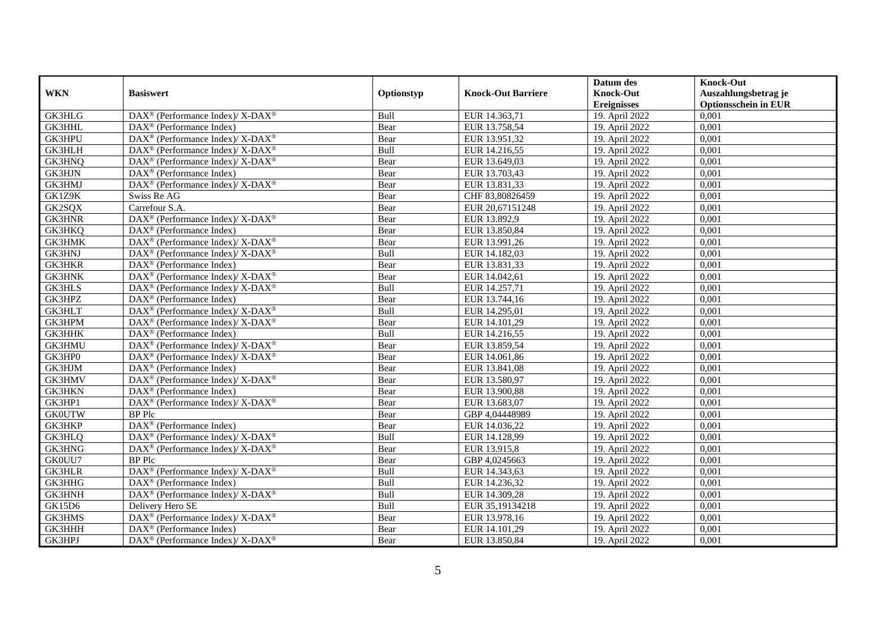| WKN | Basiswert | Optionstyp | Knock-Out Barriere | Datum des Knock-Out Ereignisses | Knock-Out Auszahlungsbetrag je Optionsschein in EUR |
|---|---|---|---|---|---|
| GK3HLG | DAX® (Performance Index)/ X-DAX® | Bull | EUR 14.363,71 | 19. April 2022 | 0,001 |
| GK3HHL | DAX® (Performance Index) | Bear | EUR 13.758,54 | 19. April 2022 | 0,001 |
| GK3HPU | DAX® (Performance Index)/ X-DAX® | Bear | EUR 13.951,32 | 19. April 2022 | 0,001 |
| GK3HLH | DAX® (Performance Index)/ X-DAX® | Bull | EUR 14.216,55 | 19. April 2022 | 0,001 |
| GK3HNQ | DAX® (Performance Index)/ X-DAX® | Bear | EUR 13.649,03 | 19. April 2022 | 0,001 |
| GK3HJN | DAX® (Performance Index) | Bear | EUR 13.703,43 | 19. April 2022 | 0,001 |
| GK3HMJ | DAX® (Performance Index)/ X-DAX® | Bear | EUR 13.831,33 | 19. April 2022 | 0,001 |
| GK1Z9K | Swiss Re AG | Bear | CHF 83,80826459 | 19. April 2022 | 0,001 |
| GK2SQX | Carrefour S.A. | Bear | EUR 20,67151248 | 19. April 2022 | 0,001 |
| GK3HNR | DAX® (Performance Index)/ X-DAX® | Bear | EUR 13.892,9 | 19. April 2022 | 0,001 |
| GK3HKQ | DAX® (Performance Index) | Bear | EUR 13.850,84 | 19. April 2022 | 0,001 |
| GK3HMK | DAX® (Performance Index)/ X-DAX® | Bear | EUR 13.991,26 | 19. April 2022 | 0,001 |
| GK3HNJ | DAX® (Performance Index)/ X-DAX® | Bull | EUR 14.182,03 | 19. April 2022 | 0,001 |
| GK3HKR | DAX® (Performance Index) | Bear | EUR 13.831,33 | 19. April 2022 | 0,001 |
| GK3HNK | DAX® (Performance Index)/ X-DAX® | Bear | EUR 14.042,61 | 19. April 2022 | 0,001 |
| GK3HLS | DAX® (Performance Index)/ X-DAX® | Bull | EUR 14.257,71 | 19. April 2022 | 0,001 |
| GK3HPZ | DAX® (Performance Index) | Bear | EUR 13.744,16 | 19. April 2022 | 0,001 |
| GK3HLT | DAX® (Performance Index)/ X-DAX® | Bull | EUR 14.295,01 | 19. April 2022 | 0,001 |
| GK3HPM | DAX® (Performance Index)/ X-DAX® | Bear | EUR 14.101,29 | 19. April 2022 | 0,001 |
| GK3HHK | DAX® (Performance Index) | Bull | EUR 14.216,55 | 19. April 2022 | 0,001 |
| GK3HMU | DAX® (Performance Index)/ X-DAX® | Bear | EUR 13.859,54 | 19. April 2022 | 0,001 |
| GK3HP0 | DAX® (Performance Index)/ X-DAX® | Bear | EUR 14.061,86 | 19. April 2022 | 0,001 |
| GK3HJM | DAX® (Performance Index) | Bear | EUR 13.841,08 | 19. April 2022 | 0,001 |
| GK3HMV | DAX® (Performance Index)/ X-DAX® | Bear | EUR 13.580,97 | 19. April 2022 | 0,001 |
| GK3HKN | DAX® (Performance Index) | Bear | EUR 13.900,88 | 19. April 2022 | 0,001 |
| GK3HP1 | DAX® (Performance Index)/ X-DAX® | Bear | EUR 13.683,07 | 19. April 2022 | 0,001 |
| GK0UTW | BP Plc | Bear | GBP 4,04448989 | 19. April 2022 | 0,001 |
| GK3HKP | DAX® (Performance Index) | Bear | EUR 14.036,22 | 19. April 2022 | 0,001 |
| GK3HLQ | DAX® (Performance Index)/ X-DAX® | Bull | EUR 14.128,99 | 19. April 2022 | 0,001 |
| GK3HNG | DAX® (Performance Index)/ X-DAX® | Bear | EUR 13.915,8 | 19. April 2022 | 0,001 |
| GK0UU7 | BP Plc | Bear | GBP 4,0245663 | 19. April 2022 | 0,001 |
| GK3HLR | DAX® (Performance Index)/ X-DAX® | Bull | EUR 14.343,63 | 19. April 2022 | 0,001 |
| GK3HHG | DAX® (Performance Index) | Bull | EUR 14.236,32 | 19. April 2022 | 0,001 |
| GK3HNH | DAX® (Performance Index)/ X-DAX® | Bull | EUR 14.309,28 | 19. April 2022 | 0,001 |
| GK15D6 | Delivery Hero SE | Bull | EUR 35,19134218 | 19. April 2022 | 0,001 |
| GK3HMS | DAX® (Performance Index)/ X-DAX® | Bear | EUR 13.978,16 | 19. April 2022 | 0,001 |
| GK3HHH | DAX® (Performance Index) | Bear | EUR 14.101,29 | 19. April 2022 | 0,001 |
| GK3HPJ | DAX® (Performance Index)/ X-DAX® | Bear | EUR 13.850,84 | 19. April 2022 | 0,001 |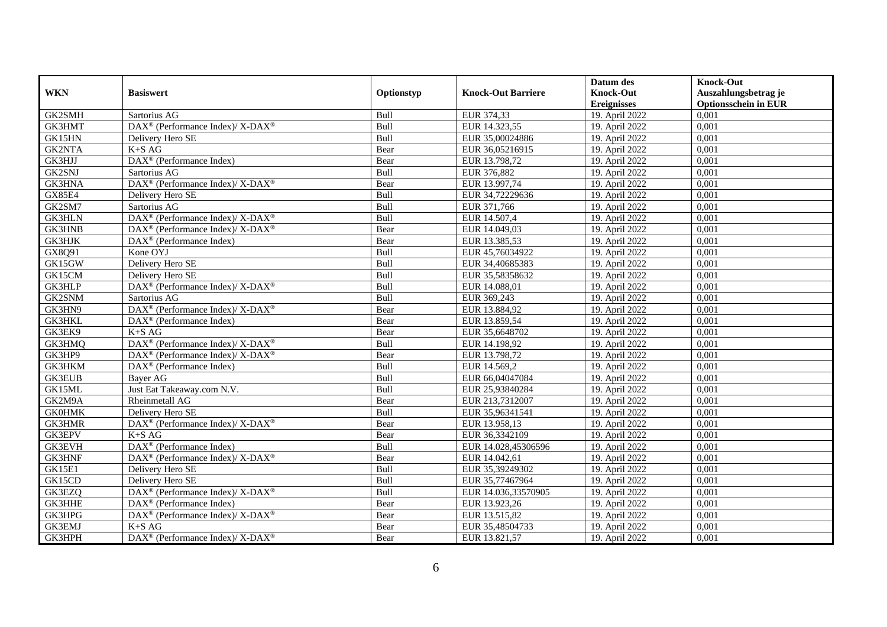| WKN | Basiswert | Optionstyp | Knock-Out Barriere | Datum des Knock-Out Ereignisses | Knock-Out Auszahlungsbetrag je Optionsschein in EUR |
|---|---|---|---|---|---|
| GK2SMH | Sartorius AG | Bull | EUR 374,33 | 19. April 2022 | 0,001 |
| GK3HMT | DAX® (Performance Index)/ X-DAX® | Bull | EUR 14.323,55 | 19. April 2022 | 0,001 |
| GK15HN | Delivery Hero SE | Bull | EUR 35,00024886 | 19. April 2022 | 0,001 |
| GK2NTA | K+S AG | Bear | EUR 36,05216915 | 19. April 2022 | 0,001 |
| GK3HJJ | DAX® (Performance Index) | Bear | EUR 13.798,72 | 19. April 2022 | 0,001 |
| GK2SNJ | Sartorius AG | Bull | EUR 376,882 | 19. April 2022 | 0,001 |
| GK3HNA | DAX® (Performance Index)/ X-DAX® | Bear | EUR 13.997,74 | 19. April 2022 | 0,001 |
| GX85E4 | Delivery Hero SE | Bull | EUR 34,72229636 | 19. April 2022 | 0,001 |
| GK2SM7 | Sartorius AG | Bull | EUR 371,766 | 19. April 2022 | 0,001 |
| GK3HLN | DAX® (Performance Index)/ X-DAX® | Bull | EUR 14.507,4 | 19. April 2022 | 0,001 |
| GK3HNB | DAX® (Performance Index)/ X-DAX® | Bear | EUR 14.049,03 | 19. April 2022 | 0,001 |
| GK3HJK | DAX® (Performance Index) | Bear | EUR 13.385,53 | 19. April 2022 | 0,001 |
| GX8Q91 | Kone OYJ | Bull | EUR 45,76034922 | 19. April 2022 | 0,001 |
| GK15GW | Delivery Hero SE | Bull | EUR 34,40685383 | 19. April 2022 | 0,001 |
| GK15CM | Delivery Hero SE | Bull | EUR 35,58358632 | 19. April 2022 | 0,001 |
| GK3HLP | DAX® (Performance Index)/ X-DAX® | Bull | EUR 14.088,01 | 19. April 2022 | 0,001 |
| GK2SNM | Sartorius AG | Bull | EUR 369,243 | 19. April 2022 | 0,001 |
| GK3HN9 | DAX® (Performance Index)/ X-DAX® | Bear | EUR 13.884,92 | 19. April 2022 | 0,001 |
| GK3HKL | DAX® (Performance Index) | Bear | EUR 13.859,54 | 19. April 2022 | 0,001 |
| GK3EK9 | K+S AG | Bear | EUR 35,6648702 | 19. April 2022 | 0,001 |
| GK3HMQ | DAX® (Performance Index)/ X-DAX® | Bull | EUR 14.198,92 | 19. April 2022 | 0,001 |
| GK3HP9 | DAX® (Performance Index)/ X-DAX® | Bear | EUR 13.798,72 | 19. April 2022 | 0,001 |
| GK3HKM | DAX® (Performance Index) | Bull | EUR 14.569,2 | 19. April 2022 | 0,001 |
| GK3EUB | Bayer AG | Bull | EUR 66,04047084 | 19. April 2022 | 0,001 |
| GK15ML | Just Eat Takeaway.com N.V. | Bull | EUR 25,93840284 | 19. April 2022 | 0,001 |
| GK2M9A | Rheinmetall AG | Bear | EUR 213,7312007 | 19. April 2022 | 0,001 |
| GK0HMK | Delivery Hero SE | Bull | EUR 35,96341541 | 19. April 2022 | 0,001 |
| GK3HMR | DAX® (Performance Index)/ X-DAX® | Bear | EUR 13.958,13 | 19. April 2022 | 0,001 |
| GK3EPV | K+S AG | Bear | EUR 36,3342109 | 19. April 2022 | 0,001 |
| GK3EVH | DAX® (Performance Index) | Bull | EUR 14.028,45306596 | 19. April 2022 | 0,001 |
| GK3HNF | DAX® (Performance Index)/ X-DAX® | Bear | EUR 14.042,61 | 19. April 2022 | 0,001 |
| GK15E1 | Delivery Hero SE | Bull | EUR 35,39249302 | 19. April 2022 | 0,001 |
| GK15CD | Delivery Hero SE | Bull | EUR 35,77467964 | 19. April 2022 | 0,001 |
| GK3EZQ | DAX® (Performance Index)/ X-DAX® | Bull | EUR 14.036,33570905 | 19. April 2022 | 0,001 |
| GK3HHE | DAX® (Performance Index) | Bear | EUR 13.923,26 | 19. April 2022 | 0,001 |
| GK3HPG | DAX® (Performance Index)/ X-DAX® | Bear | EUR 13.515,82 | 19. April 2022 | 0,001 |
| GK3EMJ | K+S AG | Bear | EUR 35,48504733 | 19. April 2022 | 0,001 |
| GK3HPH | DAX® (Performance Index)/ X-DAX® | Bear | EUR 13.821,57 | 19. April 2022 | 0,001 |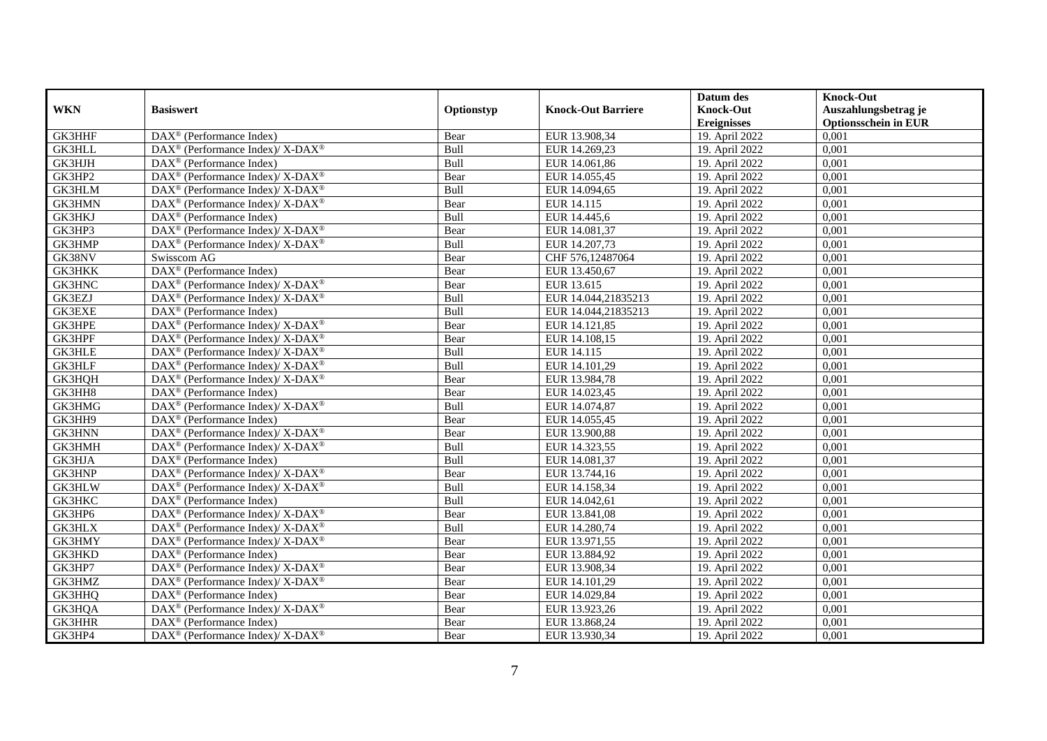| WKN | Basiswert | Optionstyp | Knock-Out Barriere | Datum des Knock-Out Ereignisses | Knock-Out Auszahlungsbetrag je Optionsschein in EUR |
|---|---|---|---|---|---|
| GK3HHF | DAX® (Performance Index) | Bear | EUR 13.908,34 | 19. April 2022 | 0,001 |
| GK3HLL | DAX® (Performance Index)/ X-DAX® | Bull | EUR 14.269,23 | 19. April 2022 | 0,001 |
| GK3HJH | DAX® (Performance Index) | Bull | EUR 14.061,86 | 19. April 2022 | 0,001 |
| GK3HP2 | DAX® (Performance Index)/ X-DAX® | Bear | EUR 14.055,45 | 19. April 2022 | 0,001 |
| GK3HLM | DAX® (Performance Index)/ X-DAX® | Bull | EUR 14.094,65 | 19. April 2022 | 0,001 |
| GK3HMN | DAX® (Performance Index)/ X-DAX® | Bear | EUR 14.115 | 19. April 2022 | 0,001 |
| GK3HKJ | DAX® (Performance Index) | Bull | EUR 14.445,6 | 19. April 2022 | 0,001 |
| GK3HP3 | DAX® (Performance Index)/ X-DAX® | Bear | EUR 14.081,37 | 19. April 2022 | 0,001 |
| GK3HMP | DAX® (Performance Index)/ X-DAX® | Bull | EUR 14.207,73 | 19. April 2022 | 0,001 |
| GK38NV | Swisscom AG | Bear | CHF 576,12487064 | 19. April 2022 | 0,001 |
| GK3HKK | DAX® (Performance Index) | Bear | EUR 13.450,67 | 19. April 2022 | 0,001 |
| GK3HNC | DAX® (Performance Index)/ X-DAX® | Bear | EUR 13.615 | 19. April 2022 | 0,001 |
| GK3EZJ | DAX® (Performance Index)/ X-DAX® | Bull | EUR 14.044,21835213 | 19. April 2022 | 0,001 |
| GK3EXE | DAX® (Performance Index) | Bull | EUR 14.044,21835213 | 19. April 2022 | 0,001 |
| GK3HPE | DAX® (Performance Index)/ X-DAX® | Bear | EUR 14.121,85 | 19. April 2022 | 0,001 |
| GK3HPF | DAX® (Performance Index)/ X-DAX® | Bear | EUR 14.108,15 | 19. April 2022 | 0,001 |
| GK3HLE | DAX® (Performance Index)/ X-DAX® | Bull | EUR 14.115 | 19. April 2022 | 0,001 |
| GK3HLF | DAX® (Performance Index)/ X-DAX® | Bull | EUR 14.101,29 | 19. April 2022 | 0,001 |
| GK3HQH | DAX® (Performance Index)/ X-DAX® | Bear | EUR 13.984,78 | 19. April 2022 | 0,001 |
| GK3HH8 | DAX® (Performance Index) | Bear | EUR 14.023,45 | 19. April 2022 | 0,001 |
| GK3HMG | DAX® (Performance Index)/ X-DAX® | Bull | EUR 14.074,87 | 19. April 2022 | 0,001 |
| GK3HH9 | DAX® (Performance Index) | Bear | EUR 14.055,45 | 19. April 2022 | 0,001 |
| GK3HNN | DAX® (Performance Index)/ X-DAX® | Bear | EUR 13.900,88 | 19. April 2022 | 0,001 |
| GK3HMH | DAX® (Performance Index)/ X-DAX® | Bull | EUR 14.323,55 | 19. April 2022 | 0,001 |
| GK3HJA | DAX® (Performance Index) | Bull | EUR 14.081,37 | 19. April 2022 | 0,001 |
| GK3HNP | DAX® (Performance Index)/ X-DAX® | Bear | EUR 13.744,16 | 19. April 2022 | 0,001 |
| GK3HLW | DAX® (Performance Index)/ X-DAX® | Bull | EUR 14.158,34 | 19. April 2022 | 0,001 |
| GK3HKC | DAX® (Performance Index) | Bull | EUR 14.042,61 | 19. April 2022 | 0,001 |
| GK3HP6 | DAX® (Performance Index)/ X-DAX® | Bear | EUR 13.841,08 | 19. April 2022 | 0,001 |
| GK3HLX | DAX® (Performance Index)/ X-DAX® | Bull | EUR 14.280,74 | 19. April 2022 | 0,001 |
| GK3HMY | DAX® (Performance Index)/ X-DAX® | Bear | EUR 13.971,55 | 19. April 2022 | 0,001 |
| GK3HKD | DAX® (Performance Index) | Bear | EUR 13.884,92 | 19. April 2022 | 0,001 |
| GK3HP7 | DAX® (Performance Index)/ X-DAX® | Bear | EUR 13.908,34 | 19. April 2022 | 0,001 |
| GK3HMZ | DAX® (Performance Index)/ X-DAX® | Bear | EUR 14.101,29 | 19. April 2022 | 0,001 |
| GK3HHQ | DAX® (Performance Index) | Bear | EUR 14.029,84 | 19. April 2022 | 0,001 |
| GK3HQA | DAX® (Performance Index)/ X-DAX® | Bear | EUR 13.923,26 | 19. April 2022 | 0,001 |
| GK3HHR | DAX® (Performance Index) | Bear | EUR 13.868,24 | 19. April 2022 | 0,001 |
| GK3HP4 | DAX® (Performance Index)/ X-DAX® | Bear | EUR 13.930,34 | 19. April 2022 | 0,001 |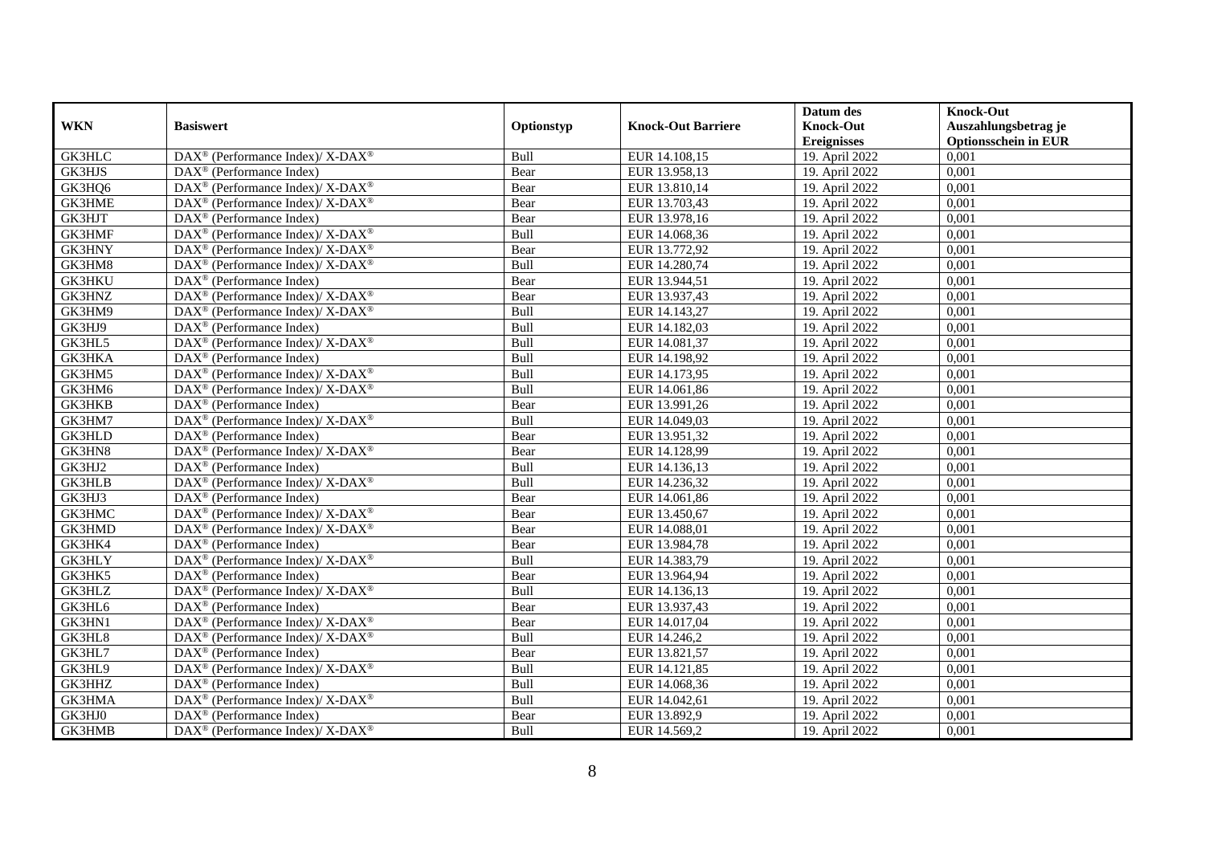| WKN | Basiswert | Optionstyp | Knock-Out Barriere | Datum des Knock-Out Ereignisses | Knock-Out Auszahlungsbetrag je Optionsschein in EUR |
|---|---|---|---|---|---|
| GK3HLC | DAX® (Performance Index)/ X-DAX® | Bull | EUR 14.108,15 | 19. April 2022 | 0,001 |
| GK3HJS | DAX® (Performance Index) | Bear | EUR 13.958,13 | 19. April 2022 | 0,001 |
| GK3HQ6 | DAX® (Performance Index)/ X-DAX® | Bear | EUR 13.810,14 | 19. April 2022 | 0,001 |
| GK3HME | DAX® (Performance Index)/ X-DAX® | Bear | EUR 13.703,43 | 19. April 2022 | 0,001 |
| GK3HJT | DAX® (Performance Index) | Bear | EUR 13.978,16 | 19. April 2022 | 0,001 |
| GK3HMF | DAX® (Performance Index)/ X-DAX® | Bull | EUR 14.068,36 | 19. April 2022 | 0,001 |
| GK3HNY | DAX® (Performance Index)/ X-DAX® | Bear | EUR 13.772,92 | 19. April 2022 | 0,001 |
| GK3HM8 | DAX® (Performance Index)/ X-DAX® | Bull | EUR 14.280,74 | 19. April 2022 | 0,001 |
| GK3HKU | DAX® (Performance Index) | Bear | EUR 13.944,51 | 19. April 2022 | 0,001 |
| GK3HNZ | DAX® (Performance Index)/ X-DAX® | Bear | EUR 13.937,43 | 19. April 2022 | 0,001 |
| GK3HM9 | DAX® (Performance Index)/ X-DAX® | Bull | EUR 14.143,27 | 19. April 2022 | 0,001 |
| GK3HJ9 | DAX® (Performance Index) | Bull | EUR 14.182,03 | 19. April 2022 | 0,001 |
| GK3HL5 | DAX® (Performance Index)/ X-DAX® | Bull | EUR 14.081,37 | 19. April 2022 | 0,001 |
| GK3HKA | DAX® (Performance Index) | Bull | EUR 14.198,92 | 19. April 2022 | 0,001 |
| GK3HM5 | DAX® (Performance Index)/ X-DAX® | Bull | EUR 14.173,95 | 19. April 2022 | 0,001 |
| GK3HM6 | DAX® (Performance Index)/ X-DAX® | Bull | EUR 14.061,86 | 19. April 2022 | 0,001 |
| GK3HKB | DAX® (Performance Index) | Bear | EUR 13.991,26 | 19. April 2022 | 0,001 |
| GK3HM7 | DAX® (Performance Index)/ X-DAX® | Bull | EUR 14.049,03 | 19. April 2022 | 0,001 |
| GK3HLD | DAX® (Performance Index) | Bear | EUR 13.951,32 | 19. April 2022 | 0,001 |
| GK3HN8 | DAX® (Performance Index)/ X-DAX® | Bear | EUR 14.128,99 | 19. April 2022 | 0,001 |
| GK3HJ2 | DAX® (Performance Index) | Bull | EUR 14.136,13 | 19. April 2022 | 0,001 |
| GK3HLB | DAX® (Performance Index)/ X-DAX® | Bull | EUR 14.236,32 | 19. April 2022 | 0,001 |
| GK3HJ3 | DAX® (Performance Index) | Bear | EUR 14.061,86 | 19. April 2022 | 0,001 |
| GK3HMC | DAX® (Performance Index)/ X-DAX® | Bear | EUR 13.450,67 | 19. April 2022 | 0,001 |
| GK3HMD | DAX® (Performance Index)/ X-DAX® | Bear | EUR 14.088,01 | 19. April 2022 | 0,001 |
| GK3HK4 | DAX® (Performance Index) | Bear | EUR 13.984,78 | 19. April 2022 | 0,001 |
| GK3HLY | DAX® (Performance Index)/ X-DAX® | Bull | EUR 14.383,79 | 19. April 2022 | 0,001 |
| GK3HK5 | DAX® (Performance Index) | Bear | EUR 13.964,94 | 19. April 2022 | 0,001 |
| GK3HLZ | DAX® (Performance Index)/ X-DAX® | Bull | EUR 14.136,13 | 19. April 2022 | 0,001 |
| GK3HL6 | DAX® (Performance Index) | Bear | EUR 13.937,43 | 19. April 2022 | 0,001 |
| GK3HN1 | DAX® (Performance Index)/ X-DAX® | Bear | EUR 14.017,04 | 19. April 2022 | 0,001 |
| GK3HL8 | DAX® (Performance Index)/ X-DAX® | Bull | EUR 14.246,2 | 19. April 2022 | 0,001 |
| GK3HL7 | DAX® (Performance Index) | Bear | EUR 13.821,57 | 19. April 2022 | 0,001 |
| GK3HL9 | DAX® (Performance Index)/ X-DAX® | Bull | EUR 14.121,85 | 19. April 2022 | 0,001 |
| GK3HHZ | DAX® (Performance Index) | Bull | EUR 14.068,36 | 19. April 2022 | 0,001 |
| GK3HMA | DAX® (Performance Index)/ X-DAX® | Bull | EUR 14.042,61 | 19. April 2022 | 0,001 |
| GK3HJ0 | DAX® (Performance Index) | Bear | EUR 13.892,9 | 19. April 2022 | 0,001 |
| GK3HMB | DAX® (Performance Index)/ X-DAX® | Bull | EUR 14.569,2 | 19. April 2022 | 0,001 |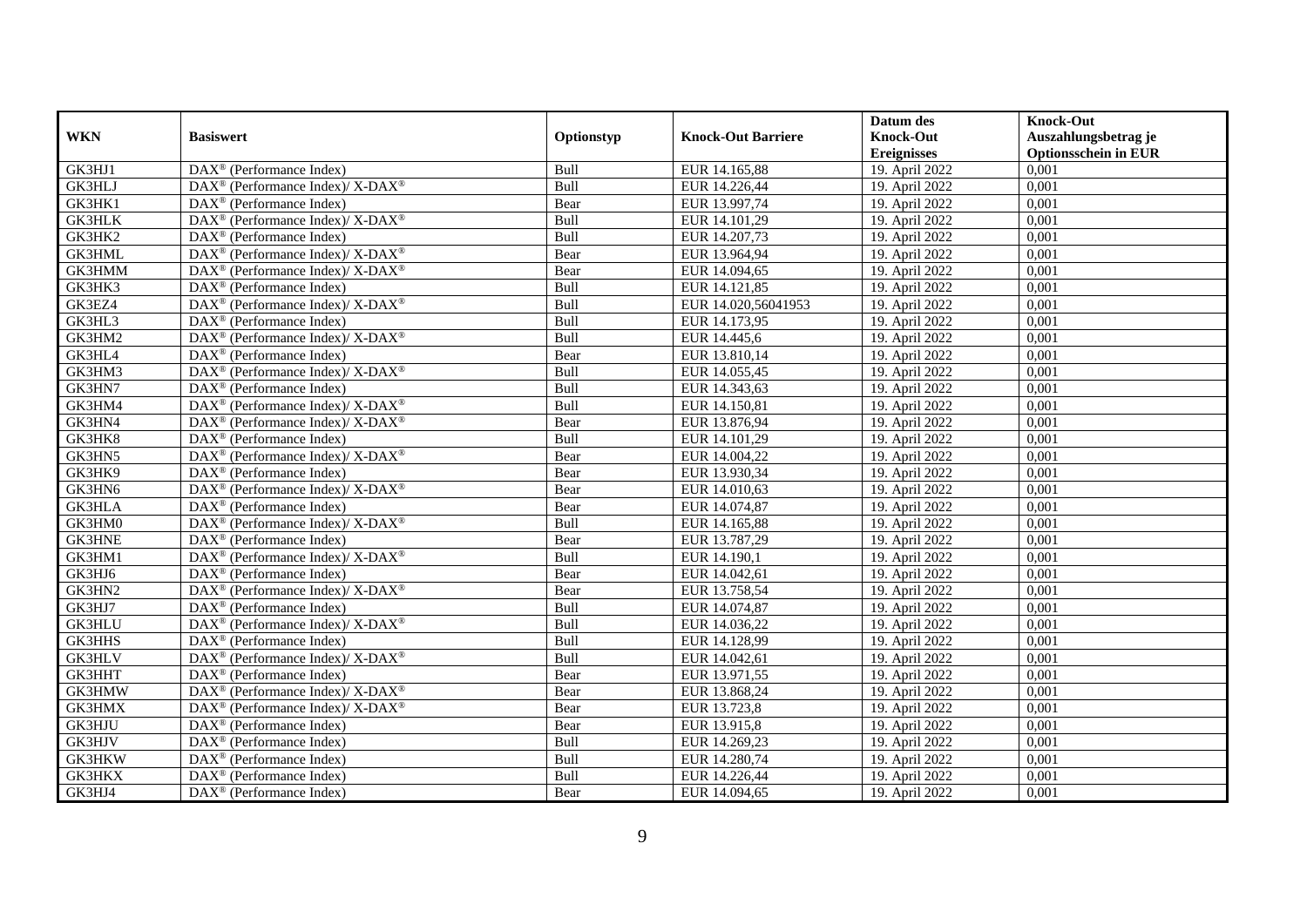| WKN | Basiswert | Optionstyp | Knock-Out Barriere | Datum des Knock-Out Ereignisses | Knock-Out Auszahlungsbetrag je Optionsschein in EUR |
|---|---|---|---|---|---|
| GK3HJ1 | DAX® (Performance Index) | Bull | EUR 14.165,88 | 19. April 2022 | 0,001 |
| GK3HLJ | DAX® (Performance Index)/ X-DAX® | Bull | EUR 14.226,44 | 19. April 2022 | 0,001 |
| GK3HK1 | DAX® (Performance Index) | Bear | EUR 13.997,74 | 19. April 2022 | 0,001 |
| GK3HLK | DAX® (Performance Index)/ X-DAX® | Bull | EUR 14.101,29 | 19. April 2022 | 0,001 |
| GK3HK2 | DAX® (Performance Index) | Bull | EUR 14.207,73 | 19. April 2022 | 0,001 |
| GK3HML | DAX® (Performance Index)/ X-DAX® | Bear | EUR 13.964,94 | 19. April 2022 | 0,001 |
| GK3HMM | DAX® (Performance Index)/ X-DAX® | Bear | EUR 14.094,65 | 19. April 2022 | 0,001 |
| GK3HK3 | DAX® (Performance Index) | Bull | EUR 14.121,85 | 19. April 2022 | 0,001 |
| GK3EZ4 | DAX® (Performance Index)/ X-DAX® | Bull | EUR 14.020,56041953 | 19. April 2022 | 0,001 |
| GK3HL3 | DAX® (Performance Index) | Bull | EUR 14.173,95 | 19. April 2022 | 0,001 |
| GK3HM2 | DAX® (Performance Index)/ X-DAX® | Bull | EUR 14.445,6 | 19. April 2022 | 0,001 |
| GK3HL4 | DAX® (Performance Index) | Bear | EUR 13.810,14 | 19. April 2022 | 0,001 |
| GK3HM3 | DAX® (Performance Index)/ X-DAX® | Bull | EUR 14.055,45 | 19. April 2022 | 0,001 |
| GK3HN7 | DAX® (Performance Index) | Bull | EUR 14.343,63 | 19. April 2022 | 0,001 |
| GK3HM4 | DAX® (Performance Index)/ X-DAX® | Bull | EUR 14.150,81 | 19. April 2022 | 0,001 |
| GK3HN4 | DAX® (Performance Index)/ X-DAX® | Bear | EUR 13.876,94 | 19. April 2022 | 0,001 |
| GK3HK8 | DAX® (Performance Index) | Bull | EUR 14.101,29 | 19. April 2022 | 0,001 |
| GK3HN5 | DAX® (Performance Index)/ X-DAX® | Bear | EUR 14.004,22 | 19. April 2022 | 0,001 |
| GK3HK9 | DAX® (Performance Index) | Bear | EUR 13.930,34 | 19. April 2022 | 0,001 |
| GK3HN6 | DAX® (Performance Index)/ X-DAX® | Bear | EUR 14.010,63 | 19. April 2022 | 0,001 |
| GK3HLA | DAX® (Performance Index) | Bear | EUR 14.074,87 | 19. April 2022 | 0,001 |
| GK3HM0 | DAX® (Performance Index)/ X-DAX® | Bull | EUR 14.165,88 | 19. April 2022 | 0,001 |
| GK3HNE | DAX® (Performance Index) | Bear | EUR 13.787,29 | 19. April 2022 | 0,001 |
| GK3HM1 | DAX® (Performance Index)/ X-DAX® | Bull | EUR 14.190,1 | 19. April 2022 | 0,001 |
| GK3HJ6 | DAX® (Performance Index) | Bear | EUR 14.042,61 | 19. April 2022 | 0,001 |
| GK3HN2 | DAX® (Performance Index)/ X-DAX® | Bear | EUR 13.758,54 | 19. April 2022 | 0,001 |
| GK3HJ7 | DAX® (Performance Index) | Bull | EUR 14.074,87 | 19. April 2022 | 0,001 |
| GK3HLU | DAX® (Performance Index)/ X-DAX® | Bull | EUR 14.036,22 | 19. April 2022 | 0,001 |
| GK3HHS | DAX® (Performance Index) | Bull | EUR 14.128,99 | 19. April 2022 | 0,001 |
| GK3HLV | DAX® (Performance Index)/ X-DAX® | Bull | EUR 14.042,61 | 19. April 2022 | 0,001 |
| GK3HHT | DAX® (Performance Index) | Bear | EUR 13.971,55 | 19. April 2022 | 0,001 |
| GK3HMW | DAX® (Performance Index)/ X-DAX® | Bear | EUR 13.868,24 | 19. April 2022 | 0,001 |
| GK3HMX | DAX® (Performance Index)/ X-DAX® | Bear | EUR 13.723,8 | 19. April 2022 | 0,001 |
| GK3HJU | DAX® (Performance Index) | Bear | EUR 13.915,8 | 19. April 2022 | 0,001 |
| GK3HJV | DAX® (Performance Index) | Bull | EUR 14.269,23 | 19. April 2022 | 0,001 |
| GK3HKW | DAX® (Performance Index) | Bull | EUR 14.280,74 | 19. April 2022 | 0,001 |
| GK3HKX | DAX® (Performance Index) | Bull | EUR 14.226,44 | 19. April 2022 | 0,001 |
| GK3HJ4 | DAX® (Performance Index) | Bear | EUR 14.094,65 | 19. April 2022 | 0,001 |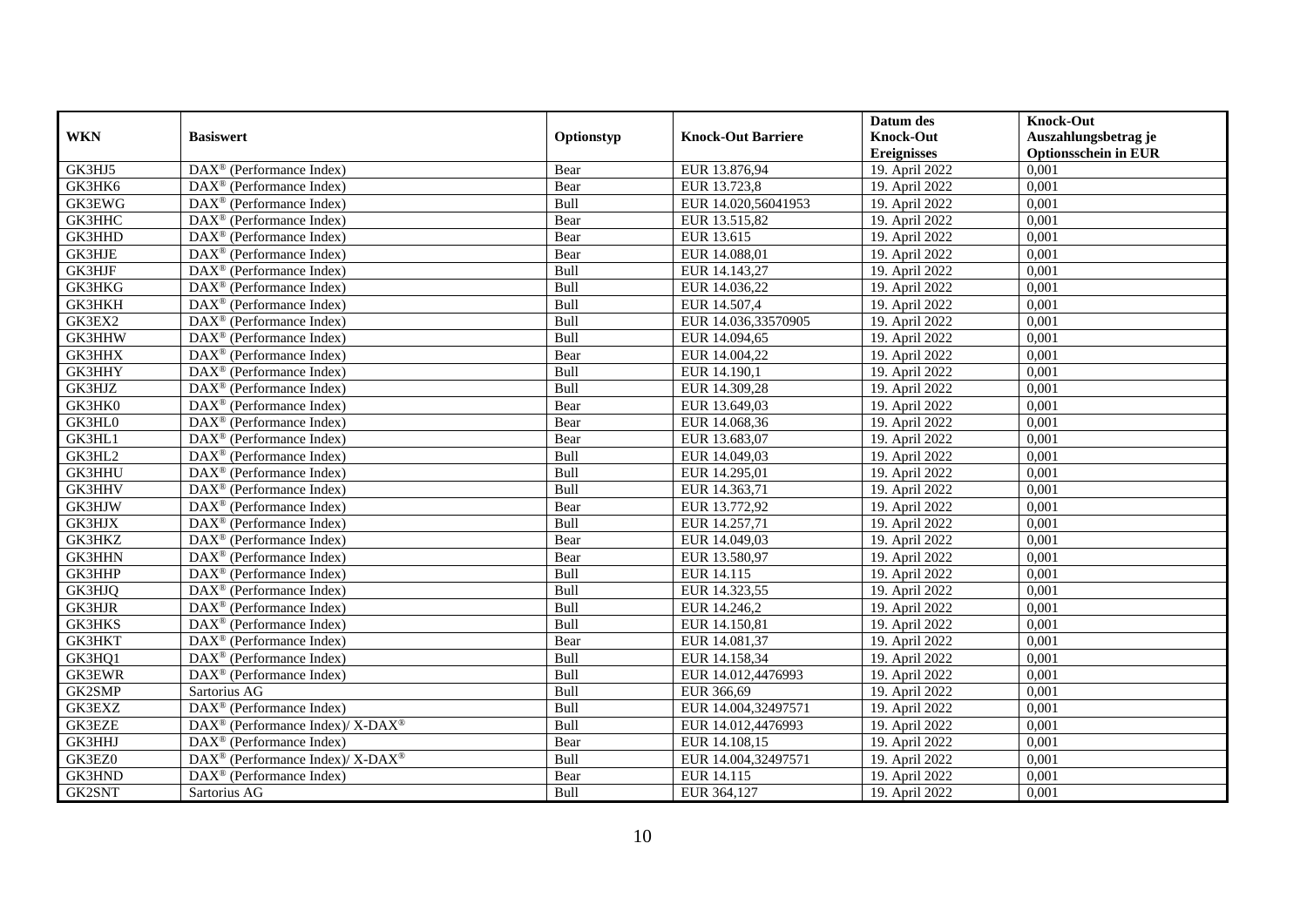| WKN | Basiswert | Optionstyp | Knock-Out Barriere | Datum des Knock-Out Ereignisses | Knock-Out Auszahlungsbetrag je Optionsschein in EUR |
|---|---|---|---|---|---|
| GK3HJ5 | DAX® (Performance Index) | Bear | EUR 13.876,94 | 19. April 2022 | 0,001 |
| GK3HK6 | DAX® (Performance Index) | Bear | EUR 13.723,8 | 19. April 2022 | 0,001 |
| GK3EWG | DAX® (Performance Index) | Bull | EUR 14.020,56041953 | 19. April 2022 | 0,001 |
| GK3HHC | DAX® (Performance Index) | Bear | EUR 13.515,82 | 19. April 2022 | 0,001 |
| GK3HHD | DAX® (Performance Index) | Bear | EUR 13.615 | 19. April 2022 | 0,001 |
| GK3HJE | DAX® (Performance Index) | Bear | EUR 14.088,01 | 19. April 2022 | 0,001 |
| GK3HJF | DAX® (Performance Index) | Bull | EUR 14.143,27 | 19. April 2022 | 0,001 |
| GK3HKG | DAX® (Performance Index) | Bull | EUR 14.036,22 | 19. April 2022 | 0,001 |
| GK3HKH | DAX® (Performance Index) | Bull | EUR 14.507,4 | 19. April 2022 | 0,001 |
| GK3EX2 | DAX® (Performance Index) | Bull | EUR 14.036,33570905 | 19. April 2022 | 0,001 |
| GK3HHW | DAX® (Performance Index) | Bull | EUR 14.094,65 | 19. April 2022 | 0,001 |
| GK3HHX | DAX® (Performance Index) | Bear | EUR 14.004,22 | 19. April 2022 | 0,001 |
| GK3HHY | DAX® (Performance Index) | Bull | EUR 14.190,1 | 19. April 2022 | 0,001 |
| GK3HJZ | DAX® (Performance Index) | Bull | EUR 14.309,28 | 19. April 2022 | 0,001 |
| GK3HK0 | DAX® (Performance Index) | Bear | EUR 13.649,03 | 19. April 2022 | 0,001 |
| GK3HL0 | DAX® (Performance Index) | Bear | EUR 14.068,36 | 19. April 2022 | 0,001 |
| GK3HL1 | DAX® (Performance Index) | Bear | EUR 13.683,07 | 19. April 2022 | 0,001 |
| GK3HL2 | DAX® (Performance Index) | Bull | EUR 14.049,03 | 19. April 2022 | 0,001 |
| GK3HHU | DAX® (Performance Index) | Bull | EUR 14.295,01 | 19. April 2022 | 0,001 |
| GK3HHV | DAX® (Performance Index) | Bull | EUR 14.363,71 | 19. April 2022 | 0,001 |
| GK3HJW | DAX® (Performance Index) | Bear | EUR 13.772,92 | 19. April 2022 | 0,001 |
| GK3HJX | DAX® (Performance Index) | Bull | EUR 14.257,71 | 19. April 2022 | 0,001 |
| GK3HKZ | DAX® (Performance Index) | Bear | EUR 14.049,03 | 19. April 2022 | 0,001 |
| GK3HHN | DAX® (Performance Index) | Bear | EUR 13.580,97 | 19. April 2022 | 0,001 |
| GK3HHP | DAX® (Performance Index) | Bull | EUR 14.115 | 19. April 2022 | 0,001 |
| GK3HJQ | DAX® (Performance Index) | Bull | EUR 14.323,55 | 19. April 2022 | 0,001 |
| GK3HJR | DAX® (Performance Index) | Bull | EUR 14.246,2 | 19. April 2022 | 0,001 |
| GK3HKS | DAX® (Performance Index) | Bull | EUR 14.150,81 | 19. April 2022 | 0,001 |
| GK3HKT | DAX® (Performance Index) | Bear | EUR 14.081,37 | 19. April 2022 | 0,001 |
| GK3HQ1 | DAX® (Performance Index) | Bull | EUR 14.158,34 | 19. April 2022 | 0,001 |
| GK3EWR | DAX® (Performance Index) | Bull | EUR 14.012,4476993 | 19. April 2022 | 0,001 |
| GK2SMP | Sartorius AG | Bull | EUR 366,69 | 19. April 2022 | 0,001 |
| GK3EXZ | DAX® (Performance Index) | Bull | EUR 14.004,32497571 | 19. April 2022 | 0,001 |
| GK3EZE | DAX® (Performance Index)/ X-DAX® | Bull | EUR 14.012,4476993 | 19. April 2022 | 0,001 |
| GK3HHJ | DAX® (Performance Index) | Bear | EUR 14.108,15 | 19. April 2022 | 0,001 |
| GK3EZ0 | DAX® (Performance Index)/ X-DAX® | Bull | EUR 14.004,32497571 | 19. April 2022 | 0,001 |
| GK3HND | DAX® (Performance Index) | Bear | EUR 14.115 | 19. April 2022 | 0,001 |
| GK2SNT | Sartorius AG | Bull | EUR 364,127 | 19. April 2022 | 0,001 |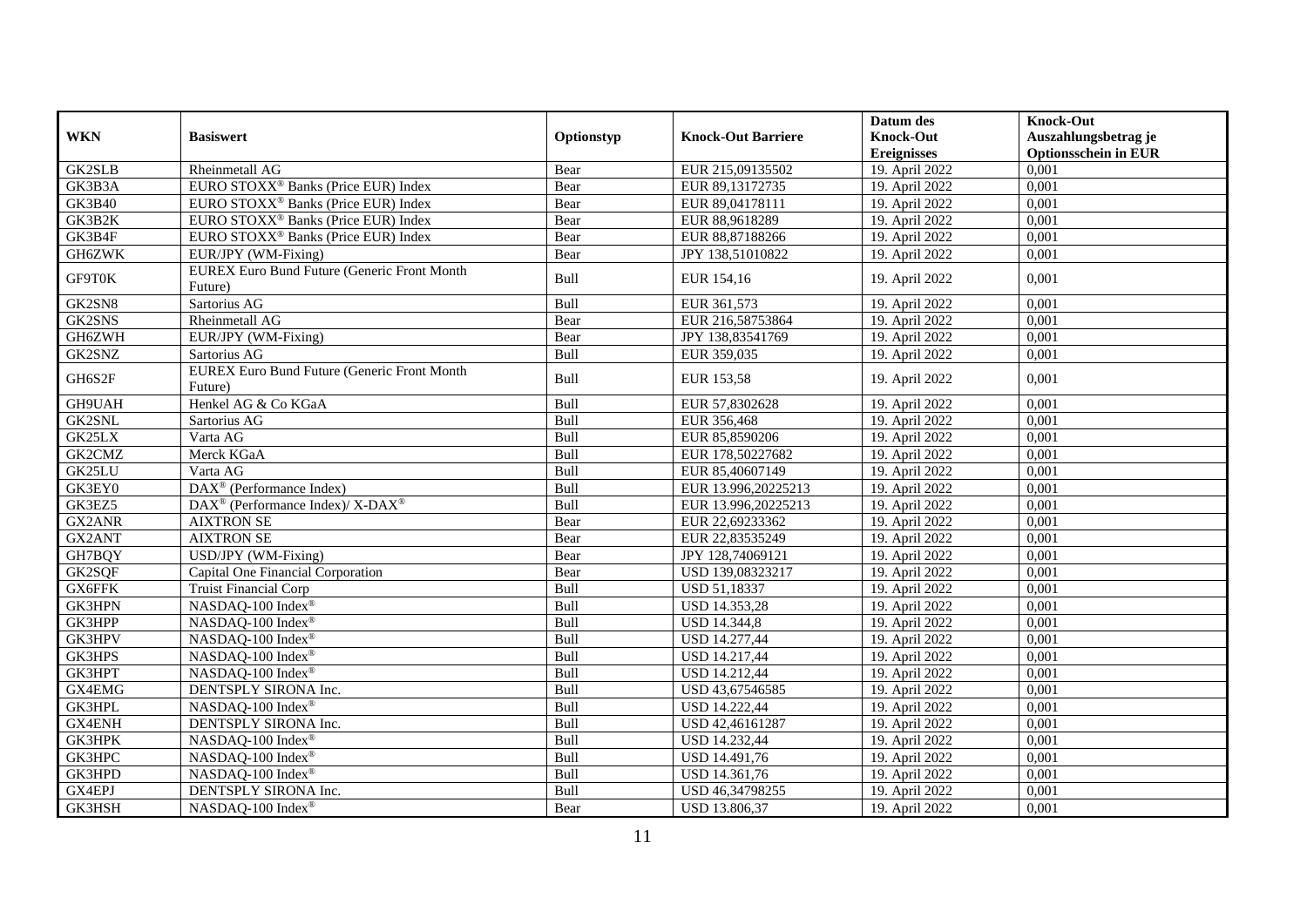| WKN | Basiswert | Optionstyp | Knock-Out Barriere | Datum des Knock-Out Ereignisses | Knock-Out Auszahlungsbetrag je Optionsschein in EUR |
|---|---|---|---|---|---|
| GK2SLB | Rheinmetall AG | Bear | EUR 215,09135502 | 19. April 2022 | 0,001 |
| GK3B3A | EURO STOXX® Banks (Price EUR) Index | Bear | EUR 89,13172735 | 19. April 2022 | 0,001 |
| GK3B40 | EURO STOXX® Banks (Price EUR) Index | Bear | EUR 89,04178111 | 19. April 2022 | 0,001 |
| GK3B2K | EURO STOXX® Banks (Price EUR) Index | Bear | EUR 88,9618289 | 19. April 2022 | 0,001 |
| GK3B4F | EURO STOXX® Banks (Price EUR) Index | Bear | EUR 88,87188266 | 19. April 2022 | 0,001 |
| GH6ZWK | EUR/JPY (WM-Fixing) | Bear | JPY 138,51010822 | 19. April 2022 | 0,001 |
| GF9T0K | EUREX Euro Bund Future (Generic Front Month Future) | Bull | EUR 154,16 | 19. April 2022 | 0,001 |
| GK2SN8 | Sartorius AG | Bull | EUR 361,573 | 19. April 2022 | 0,001 |
| GK2SNS | Rheinmetall AG | Bear | EUR 216,58753864 | 19. April 2022 | 0,001 |
| GH6ZWH | EUR/JPY (WM-Fixing) | Bear | JPY 138,83541769 | 19. April 2022 | 0,001 |
| GK2SNZ | Sartorius AG | Bull | EUR 359,035 | 19. April 2022 | 0,001 |
| GH6S2F | EUREX Euro Bund Future (Generic Front Month Future) | Bull | EUR 153,58 | 19. April 2022 | 0,001 |
| GH9UAH | Henkel AG & Co KGaA | Bull | EUR 57,8302628 | 19. April 2022 | 0,001 |
| GK2SNL | Sartorius AG | Bull | EUR 356,468 | 19. April 2022 | 0,001 |
| GK25LX | Varta AG | Bull | EUR 85,8590206 | 19. April 2022 | 0,001 |
| GK2CMZ | Merck KGaA | Bull | EUR 178,50227682 | 19. April 2022 | 0,001 |
| GK25LU | Varta AG | Bull | EUR 85,40607149 | 19. April 2022 | 0,001 |
| GK3EY0 | DAX® (Performance Index) | Bull | EUR 13.996,20225213 | 19. April 2022 | 0,001 |
| GK3EZ5 | DAX® (Performance Index)/ X-DAX® | Bull | EUR 13.996,20225213 | 19. April 2022 | 0,001 |
| GX2ANR | AIXTRON SE | Bear | EUR 22,69233362 | 19. April 2022 | 0,001 |
| GX2ANT | AIXTRON SE | Bear | EUR 22,83535249 | 19. April 2022 | 0,001 |
| GH7BQY | USD/JPY (WM-Fixing) | Bear | JPY 128,74069121 | 19. April 2022 | 0,001 |
| GK2SQF | Capital One Financial Corporation | Bear | USD 139,08323217 | 19. April 2022 | 0,001 |
| GX6FFK | Truist Financial Corp | Bull | USD 51,18337 | 19. April 2022 | 0,001 |
| GK3HPN | NASDAQ-100 Index® | Bull | USD 14.353,28 | 19. April 2022 | 0,001 |
| GK3HPP | NASDAQ-100 Index® | Bull | USD 14.344,8 | 19. April 2022 | 0,001 |
| GK3HPV | NASDAQ-100 Index® | Bull | USD 14.277,44 | 19. April 2022 | 0,001 |
| GK3HPS | NASDAQ-100 Index® | Bull | USD 14.217,44 | 19. April 2022 | 0,001 |
| GK3HPT | NASDAQ-100 Index® | Bull | USD 14.212,44 | 19. April 2022 | 0,001 |
| GX4EMG | DENTSPLY SIRONA Inc. | Bull | USD 43,67546585 | 19. April 2022 | 0,001 |
| GK3HPL | NASDAQ-100 Index® | Bull | USD 14.222,44 | 19. April 2022 | 0,001 |
| GX4ENH | DENTSPLY SIRONA Inc. | Bull | USD 42,46161287 | 19. April 2022 | 0,001 |
| GK3HPK | NASDAQ-100 Index® | Bull | USD 14.232,44 | 19. April 2022 | 0,001 |
| GK3HPC | NASDAQ-100 Index® | Bull | USD 14.491,76 | 19. April 2022 | 0,001 |
| GK3HPD | NASDAQ-100 Index® | Bull | USD 14.361,76 | 19. April 2022 | 0,001 |
| GX4EPJ | DENTSPLY SIRONA Inc. | Bull | USD 46,34798255 | 19. April 2022 | 0,001 |
| GK3HSH | NASDAQ-100 Index® | Bear | USD 13.806,37 | 19. April 2022 | 0,001 |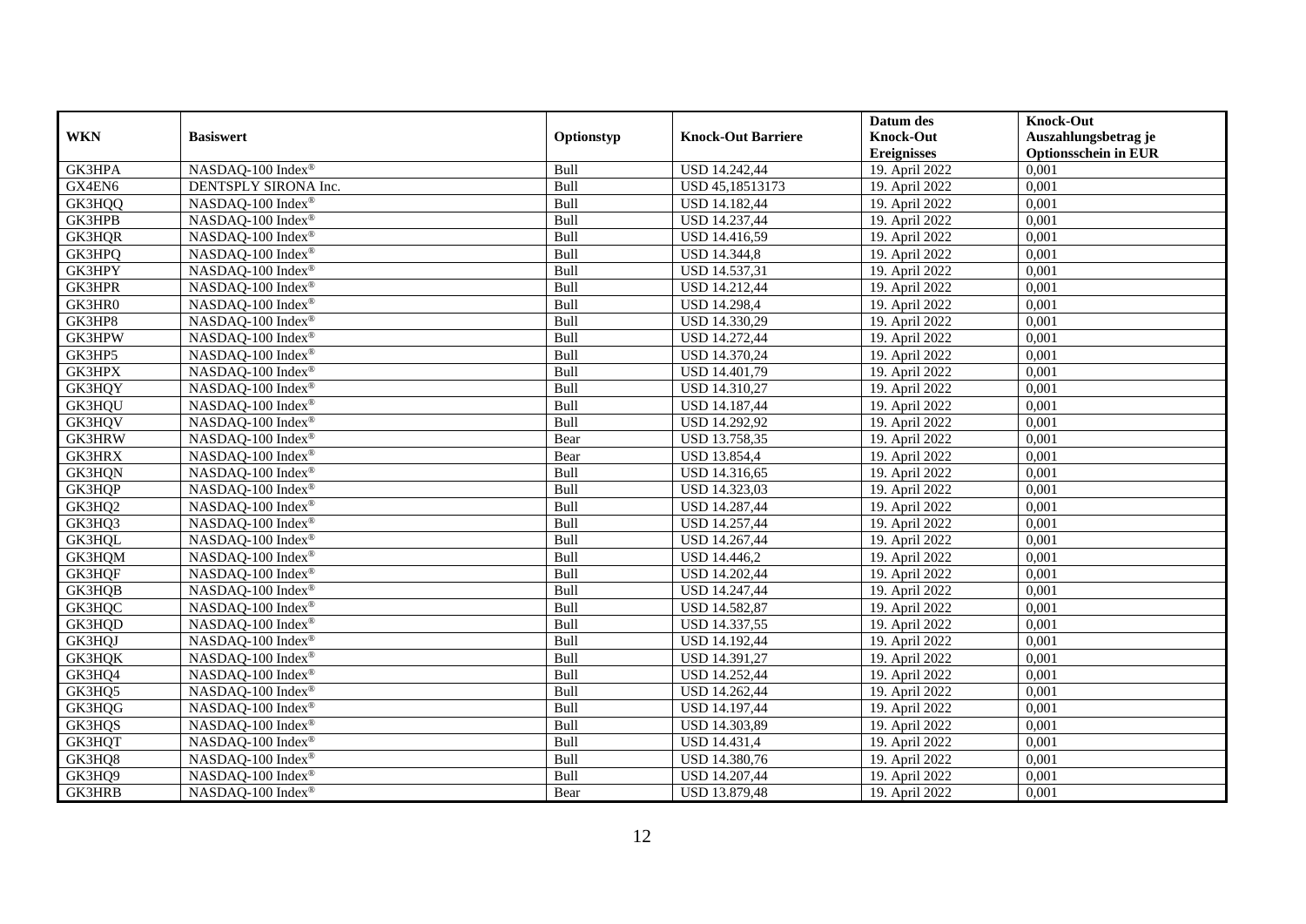| WKN | Basiswert | Optionstyp | Knock-Out Barriere | Datum des Knock-Out Ereignisses | Knock-Out Auszahlungsbetrag je Optionsschein in EUR |
|---|---|---|---|---|---|
| GK3HPA | NASDAQ-100 Index® | Bull | USD 14.242,44 | 19. April 2022 | 0,001 |
| GX4EN6 | DENTSPLY SIRONA Inc. | Bull | USD 45,18513173 | 19. April 2022 | 0,001 |
| GK3HQQ | NASDAQ-100 Index® | Bull | USD 14.182,44 | 19. April 2022 | 0,001 |
| GK3HPB | NASDAQ-100 Index® | Bull | USD 14.237,44 | 19. April 2022 | 0,001 |
| GK3HQR | NASDAQ-100 Index® | Bull | USD 14.416,59 | 19. April 2022 | 0,001 |
| GK3HPQ | NASDAQ-100 Index® | Bull | USD 14.344,8 | 19. April 2022 | 0,001 |
| GK3HPY | NASDAQ-100 Index® | Bull | USD 14.537,31 | 19. April 2022 | 0,001 |
| GK3HPR | NASDAQ-100 Index® | Bull | USD 14.212,44 | 19. April 2022 | 0,001 |
| GK3HR0 | NASDAQ-100 Index® | Bull | USD 14.298,4 | 19. April 2022 | 0,001 |
| GK3HP8 | NASDAQ-100 Index® | Bull | USD 14.330,29 | 19. April 2022 | 0,001 |
| GK3HPW | NASDAQ-100 Index® | Bull | USD 14.272,44 | 19. April 2022 | 0,001 |
| GK3HP5 | NASDAQ-100 Index® | Bull | USD 14.370,24 | 19. April 2022 | 0,001 |
| GK3HPX | NASDAQ-100 Index® | Bull | USD 14.401,79 | 19. April 2022 | 0,001 |
| GK3HQY | NASDAQ-100 Index® | Bull | USD 14.310,27 | 19. April 2022 | 0,001 |
| GK3HQU | NASDAQ-100 Index® | Bull | USD 14.187,44 | 19. April 2022 | 0,001 |
| GK3HQV | NASDAQ-100 Index® | Bull | USD 14.292,92 | 19. April 2022 | 0,001 |
| GK3HRW | NASDAQ-100 Index® | Bear | USD 13.758,35 | 19. April 2022 | 0,001 |
| GK3HRX | NASDAQ-100 Index® | Bear | USD 13.854,4 | 19. April 2022 | 0,001 |
| GK3HQN | NASDAQ-100 Index® | Bull | USD 14.316,65 | 19. April 2022 | 0,001 |
| GK3HQP | NASDAQ-100 Index® | Bull | USD 14.323,03 | 19. April 2022 | 0,001 |
| GK3HQ2 | NASDAQ-100 Index® | Bull | USD 14.287,44 | 19. April 2022 | 0,001 |
| GK3HQ3 | NASDAQ-100 Index® | Bull | USD 14.257,44 | 19. April 2022 | 0,001 |
| GK3HQL | NASDAQ-100 Index® | Bull | USD 14.267,44 | 19. April 2022 | 0,001 |
| GK3HQM | NASDAQ-100 Index® | Bull | USD 14.446,2 | 19. April 2022 | 0,001 |
| GK3HQF | NASDAQ-100 Index® | Bull | USD 14.202,44 | 19. April 2022 | 0,001 |
| GK3HQB | NASDAQ-100 Index® | Bull | USD 14.247,44 | 19. April 2022 | 0,001 |
| GK3HQC | NASDAQ-100 Index® | Bull | USD 14.582,87 | 19. April 2022 | 0,001 |
| GK3HQD | NASDAQ-100 Index® | Bull | USD 14.337,55 | 19. April 2022 | 0,001 |
| GK3HQJ | NASDAQ-100 Index® | Bull | USD 14.192,44 | 19. April 2022 | 0,001 |
| GK3HQK | NASDAQ-100 Index® | Bull | USD 14.391,27 | 19. April 2022 | 0,001 |
| GK3HQ4 | NASDAQ-100 Index® | Bull | USD 14.252,44 | 19. April 2022 | 0,001 |
| GK3HQ5 | NASDAQ-100 Index® | Bull | USD 14.262,44 | 19. April 2022 | 0,001 |
| GK3HQG | NASDAQ-100 Index® | Bull | USD 14.197,44 | 19. April 2022 | 0,001 |
| GK3HQS | NASDAQ-100 Index® | Bull | USD 14.303,89 | 19. April 2022 | 0,001 |
| GK3HQT | NASDAQ-100 Index® | Bull | USD 14.431,4 | 19. April 2022 | 0,001 |
| GK3HQ8 | NASDAQ-100 Index® | Bull | USD 14.380,76 | 19. April 2022 | 0,001 |
| GK3HQ9 | NASDAQ-100 Index® | Bull | USD 14.207,44 | 19. April 2022 | 0,001 |
| GK3HRB | NASDAQ-100 Index® | Bear | USD 13.879,48 | 19. April 2022 | 0,001 |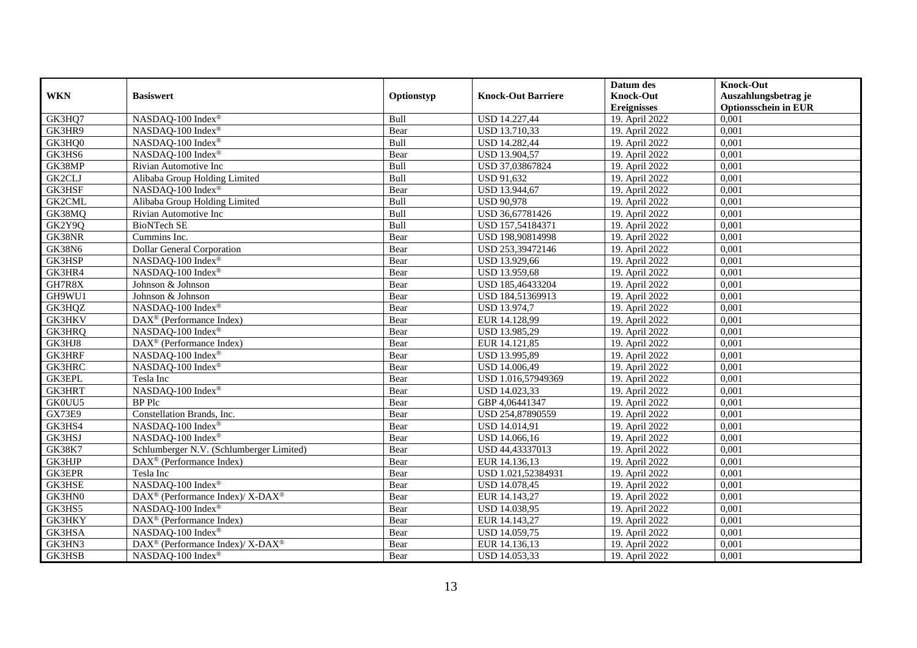| WKN | Basiswert | Optionstyp | Knock-Out Barriere | Datum des Knock-Out Ereignisses | Knock-Out Auszahlungsbetrag je Optionsschein in EUR |
|---|---|---|---|---|---|
| GK3HQ7 | NASDAQ-100 Index® | Bull | USD 14.227,44 | 19. April 2022 | 0,001 |
| GK3HR9 | NASDAQ-100 Index® | Bear | USD 13.710,33 | 19. April 2022 | 0,001 |
| GK3HQ0 | NASDAQ-100 Index® | Bull | USD 14.282,44 | 19. April 2022 | 0,001 |
| GK3HS6 | NASDAQ-100 Index® | Bear | USD 13.904,57 | 19. April 2022 | 0,001 |
| GK38MP | Rivian Automotive Inc | Bull | USD 37,03867824 | 19. April 2022 | 0,001 |
| GK2CLJ | Alibaba Group Holding Limited | Bull | USD 91,632 | 19. April 2022 | 0,001 |
| GK3HSF | NASDAQ-100 Index® | Bear | USD 13.944,67 | 19. April 2022 | 0,001 |
| GK2CML | Alibaba Group Holding Limited | Bull | USD 90,978 | 19. April 2022 | 0,001 |
| GK38MQ | Rivian Automotive Inc | Bull | USD 36,67781426 | 19. April 2022 | 0,001 |
| GK2Y9Q | BioNTech SE | Bull | USD 157,54184371 | 19. April 2022 | 0,001 |
| GK38NR | Cummins Inc. | Bear | USD 198,90814998 | 19. April 2022 | 0,001 |
| GK38N6 | Dollar General Corporation | Bear | USD 253,39472146 | 19. April 2022 | 0,001 |
| GK3HSP | NASDAQ-100 Index® | Bear | USD 13.929,66 | 19. April 2022 | 0,001 |
| GK3HR4 | NASDAQ-100 Index® | Bear | USD 13.959,68 | 19. April 2022 | 0,001 |
| GH7R8X | Johnson & Johnson | Bear | USD 185,46433204 | 19. April 2022 | 0,001 |
| GH9WU1 | Johnson & Johnson | Bear | USD 184,51369913 | 19. April 2022 | 0,001 |
| GK3HQZ | NASDAQ-100 Index® | Bear | USD 13.974,7 | 19. April 2022 | 0,001 |
| GK3HKV | DAX® (Performance Index) | Bear | EUR 14.128,99 | 19. April 2022 | 0,001 |
| GK3HRQ | NASDAQ-100 Index® | Bear | USD 13.985,29 | 19. April 2022 | 0,001 |
| GK3HJ8 | DAX® (Performance Index) | Bear | EUR 14.121,85 | 19. April 2022 | 0,001 |
| GK3HRF | NASDAQ-100 Index® | Bear | USD 13.995,89 | 19. April 2022 | 0,001 |
| GK3HRC | NASDAQ-100 Index® | Bear | USD 14.006,49 | 19. April 2022 | 0,001 |
| GK3EPL | Tesla Inc | Bear | USD 1.016,57949369 | 19. April 2022 | 0,001 |
| GK3HRT | NASDAQ-100 Index® | Bear | USD 14.023,33 | 19. April 2022 | 0,001 |
| GK0UU5 | BP Plc | Bear | GBP 4,06441347 | 19. April 2022 | 0,001 |
| GX73E9 | Constellation Brands, Inc. | Bear | USD 254,87890559 | 19. April 2022 | 0,001 |
| GK3HS4 | NASDAQ-100 Index® | Bear | USD 14.014,91 | 19. April 2022 | 0,001 |
| GK3HSJ | NASDAQ-100 Index® | Bear | USD 14.066,16 | 19. April 2022 | 0,001 |
| GK38K7 | Schlumberger N.V. (Schlumberger Limited) | Bear | USD 44,43337013 | 19. April 2022 | 0,001 |
| GK3HJP | DAX® (Performance Index) | Bear | EUR 14.136,13 | 19. April 2022 | 0,001 |
| GK3EPR | Tesla Inc | Bear | USD 1.021,52384931 | 19. April 2022 | 0,001 |
| GK3HSE | NASDAQ-100 Index® | Bear | USD 14.078,45 | 19. April 2022 | 0,001 |
| GK3HN0 | DAX® (Performance Index)/ X-DAX® | Bear | EUR 14.143,27 | 19. April 2022 | 0,001 |
| GK3HS5 | NASDAQ-100 Index® | Bear | USD 14.038,95 | 19. April 2022 | 0,001 |
| GK3HKY | DAX® (Performance Index) | Bear | EUR 14.143,27 | 19. April 2022 | 0,001 |
| GK3HSA | NASDAQ-100 Index® | Bear | USD 14.059,75 | 19. April 2022 | 0,001 |
| GK3HN3 | DAX® (Performance Index)/ X-DAX® | Bear | EUR 14.136,13 | 19. April 2022 | 0,001 |
| GK3HSB | NASDAQ-100 Index® | Bear | USD 14.053,33 | 19. April 2022 | 0,001 |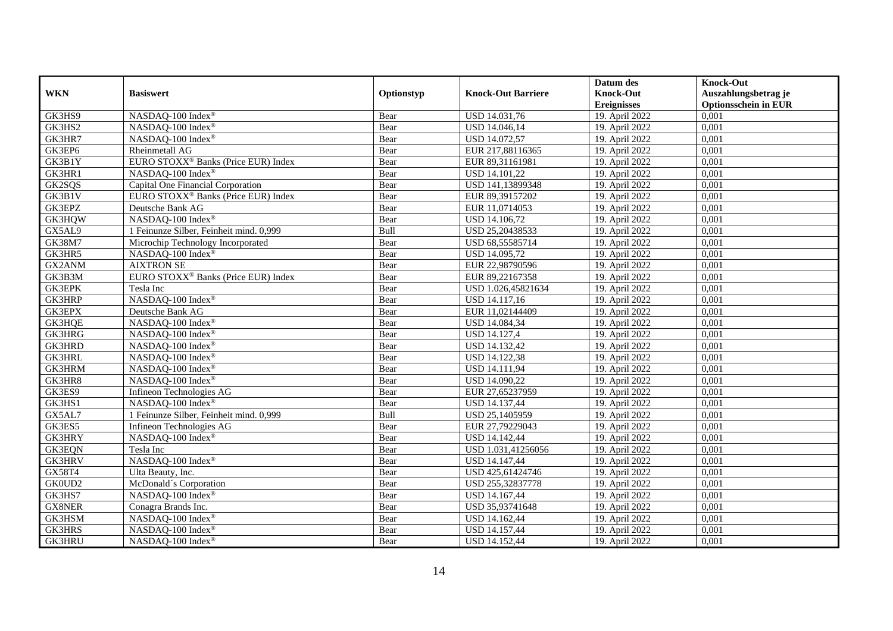| WKN | Basiswert | Optionstyp | Knock-Out Barriere | Datum des Knock-Out Ereignisses | Knock-Out Auszahlungsbetrag je Optionsschein in EUR |
|---|---|---|---|---|---|
| GK3HS9 | NASDAQ-100 Index® | Bear | USD 14.031,76 | 19. April 2022 | 0,001 |
| GK3HS2 | NASDAQ-100 Index® | Bear | USD 14.046,14 | 19. April 2022 | 0,001 |
| GK3HR7 | NASDAQ-100 Index® | Bear | USD 14.072,57 | 19. April 2022 | 0,001 |
| GK3EP6 | Rheinmetall AG | Bear | EUR 217,88116365 | 19. April 2022 | 0,001 |
| GK3B1Y | EURO STOXX® Banks (Price EUR) Index | Bear | EUR 89,31161981 | 19. April 2022 | 0,001 |
| GK3HR1 | NASDAQ-100 Index® | Bear | USD 14.101,22 | 19. April 2022 | 0,001 |
| GK2SQS | Capital One Financial Corporation | Bear | USD 141,13899348 | 19. April 2022 | 0,001 |
| GK3B1V | EURO STOXX® Banks (Price EUR) Index | Bear | EUR 89,39157202 | 19. April 2022 | 0,001 |
| GK3EPZ | Deutsche Bank AG | Bear | EUR 11,0714053 | 19. April 2022 | 0,001 |
| GK3HQW | NASDAQ-100 Index® | Bear | USD 14.106,72 | 19. April 2022 | 0,001 |
| GX5AL9 | 1 Feinunze Silber, Feinheit mind. 0,999 | Bull | USD 25,20438533 | 19. April 2022 | 0,001 |
| GK38M7 | Microchip Technology Incorporated | Bear | USD 68,55585714 | 19. April 2022 | 0,001 |
| GK3HR5 | NASDAQ-100 Index® | Bear | USD 14.095,72 | 19. April 2022 | 0,001 |
| GX2ANM | AIXTRON SE | Bear | EUR 22,98790596 | 19. April 2022 | 0,001 |
| GK3B3M | EURO STOXX® Banks (Price EUR) Index | Bear | EUR 89,22167358 | 19. April 2022 | 0,001 |
| GK3EPK | Tesla Inc | Bear | USD 1.026,45821634 | 19. April 2022 | 0,001 |
| GK3HRP | NASDAQ-100 Index® | Bear | USD 14.117,16 | 19. April 2022 | 0,001 |
| GK3EPX | Deutsche Bank AG | Bear | EUR 11,02144409 | 19. April 2022 | 0,001 |
| GK3HQE | NASDAQ-100 Index® | Bear | USD 14.084,34 | 19. April 2022 | 0,001 |
| GK3HRG | NASDAQ-100 Index® | Bear | USD 14.127,4 | 19. April 2022 | 0,001 |
| GK3HRD | NASDAQ-100 Index® | Bear | USD 14.132,42 | 19. April 2022 | 0,001 |
| GK3HRL | NASDAQ-100 Index® | Bear | USD 14.122,38 | 19. April 2022 | 0,001 |
| GK3HRM | NASDAQ-100 Index® | Bear | USD 14.111,94 | 19. April 2022 | 0,001 |
| GK3HR8 | NASDAQ-100 Index® | Bear | USD 14.090,22 | 19. April 2022 | 0,001 |
| GK3ES9 | Infineon Technologies AG | Bear | EUR 27,65237959 | 19. April 2022 | 0,001 |
| GK3HS1 | NASDAQ-100 Index® | Bear | USD 14.137,44 | 19. April 2022 | 0,001 |
| GX5AL7 | 1 Feinunze Silber, Feinheit mind. 0,999 | Bull | USD 25,1405959 | 19. April 2022 | 0,001 |
| GK3ES5 | Infineon Technologies AG | Bear | EUR 27,79229043 | 19. April 2022 | 0,001 |
| GK3HRY | NASDAQ-100 Index® | Bear | USD 14.142,44 | 19. April 2022 | 0,001 |
| GK3EQN | Tesla Inc | Bear | USD 1.031,41256056 | 19. April 2022 | 0,001 |
| GK3HRV | NASDAQ-100 Index® | Bear | USD 14.147,44 | 19. April 2022 | 0,001 |
| GX58T4 | Ulta Beauty, Inc. | Bear | USD 425,61424746 | 19. April 2022 | 0,001 |
| GK0UD2 | McDonald´s Corporation | Bear | USD 255,32837778 | 19. April 2022 | 0,001 |
| GK3HS7 | NASDAQ-100 Index® | Bear | USD 14.167,44 | 19. April 2022 | 0,001 |
| GX8NER | Conagra Brands Inc. | Bear | USD 35,93741648 | 19. April 2022 | 0,001 |
| GK3HSM | NASDAQ-100 Index® | Bear | USD 14.162,44 | 19. April 2022 | 0,001 |
| GK3HRS | NASDAQ-100 Index® | Bear | USD 14.157,44 | 19. April 2022 | 0,001 |
| GK3HRU | NASDAQ-100 Index® | Bear | USD 14.152,44 | 19. April 2022 | 0,001 |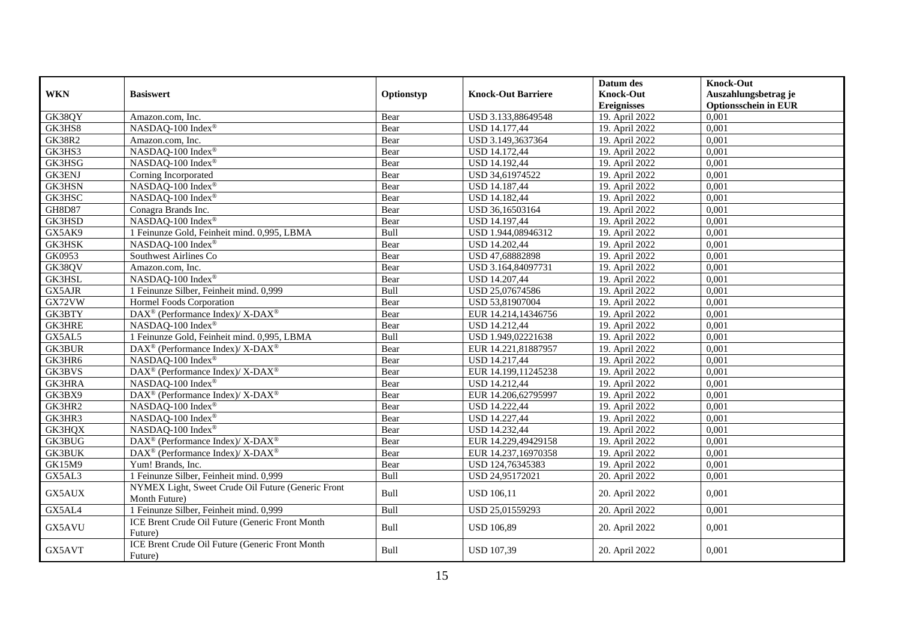| WKN | Basiswert | Optionstyp | Knock-Out Barriere | Datum des Knock-Out Ereignisses | Knock-Out Auszahlungsbetrag je Optionsschein in EUR |
|---|---|---|---|---|---|
| GK38QY | Amazon.com, Inc. | Bear | USD 3.133,88649548 | 19. April 2022 | 0,001 |
| GK3HS8 | NASDAQ-100 Index® | Bear | USD 14.177,44 | 19. April 2022 | 0,001 |
| GK38R2 | Amazon.com, Inc. | Bear | USD 3.149,3637364 | 19. April 2022 | 0,001 |
| GK3HS3 | NASDAQ-100 Index® | Bear | USD 14.172,44 | 19. April 2022 | 0,001 |
| GK3HSG | NASDAQ-100 Index® | Bear | USD 14.192,44 | 19. April 2022 | 0,001 |
| GK3ENJ | Corning Incorporated | Bear | USD 34,61974522 | 19. April 2022 | 0,001 |
| GK3HSN | NASDAQ-100 Index® | Bear | USD 14.187,44 | 19. April 2022 | 0,001 |
| GK3HSC | NASDAQ-100 Index® | Bear | USD 14.182,44 | 19. April 2022 | 0,001 |
| GH8D87 | Conagra Brands Inc. | Bear | USD 36,16503164 | 19. April 2022 | 0,001 |
| GK3HSD | NASDAQ-100 Index® | Bear | USD 14.197,44 | 19. April 2022 | 0,001 |
| GX5AK9 | 1 Feinunze Gold, Feinheit mind. 0,995, LBMA | Bull | USD 1.944,08946312 | 19. April 2022 | 0,001 |
| GK3HSK | NASDAQ-100 Index® | Bear | USD 14.202,44 | 19. April 2022 | 0,001 |
| GK0953 | Southwest Airlines Co | Bear | USD 47,68882898 | 19. April 2022 | 0,001 |
| GK38QV | Amazon.com, Inc. | Bear | USD 3.164,84097731 | 19. April 2022 | 0,001 |
| GK3HSL | NASDAQ-100 Index® | Bear | USD 14.207,44 | 19. April 2022 | 0,001 |
| GX5AJR | 1 Feinunze Silber, Feinheit mind. 0,999 | Bull | USD 25,07674586 | 19. April 2022 | 0,001 |
| GX72VW | Hormel Foods Corporation | Bear | USD 53,81907004 | 19. April 2022 | 0,001 |
| GK3BTY | DAX® (Performance Index)/ X-DAX® | Bear | EUR 14.214,14346756 | 19. April 2022 | 0,001 |
| GK3HRE | NASDAQ-100 Index® | Bear | USD 14.212,44 | 19. April 2022 | 0,001 |
| GX5AL5 | 1 Feinunze Gold, Feinheit mind. 0,995, LBMA | Bull | USD 1.949,02221638 | 19. April 2022 | 0,001 |
| GK3BUR | DAX® (Performance Index)/ X-DAX® | Bear | EUR 14.221,81887957 | 19. April 2022 | 0,001 |
| GK3HR6 | NASDAQ-100 Index® | Bear | USD 14.217,44 | 19. April 2022 | 0,001 |
| GK3BVS | DAX® (Performance Index)/ X-DAX® | Bear | EUR 14.199,11245238 | 19. April 2022 | 0,001 |
| GK3HRA | NASDAQ-100 Index® | Bear | USD 14.212,44 | 19. April 2022 | 0,001 |
| GK3BX9 | DAX® (Performance Index)/ X-DAX® | Bear | EUR 14.206,62795997 | 19. April 2022 | 0,001 |
| GK3HR2 | NASDAQ-100 Index® | Bear | USD 14.222,44 | 19. April 2022 | 0,001 |
| GK3HR3 | NASDAQ-100 Index® | Bear | USD 14.227,44 | 19. April 2022 | 0,001 |
| GK3HQX | NASDAQ-100 Index® | Bear | USD 14.232,44 | 19. April 2022 | 0,001 |
| GK3BUG | DAX® (Performance Index)/ X-DAX® | Bear | EUR 14.229,49429158 | 19. April 2022 | 0,001 |
| GK3BUK | DAX® (Performance Index)/ X-DAX® | Bear | EUR 14.237,16970358 | 19. April 2022 | 0,001 |
| GK15M9 | Yum! Brands, Inc. | Bear | USD 124,76345383 | 19. April 2022 | 0,001 |
| GX5AL3 | 1 Feinunze Silber, Feinheit mind. 0,999 | Bull | USD 24,95172021 | 20. April 2022 | 0,001 |
| GX5AUX | NYMEX Light, Sweet Crude Oil Future (Generic Front Month Future) | Bull | USD 106,11 | 20. April 2022 | 0,001 |
| GX5AL4 | 1 Feinunze Silber, Feinheit mind. 0,999 | Bull | USD 25,01559293 | 20. April 2022 | 0,001 |
| GX5AVU | ICE Brent Crude Oil Future (Generic Front Month Future) | Bull | USD 106,89 | 20. April 2022 | 0,001 |
| GX5AVT | ICE Brent Crude Oil Future (Generic Front Month Future) | Bull | USD 107,39 | 20. April 2022 | 0,001 |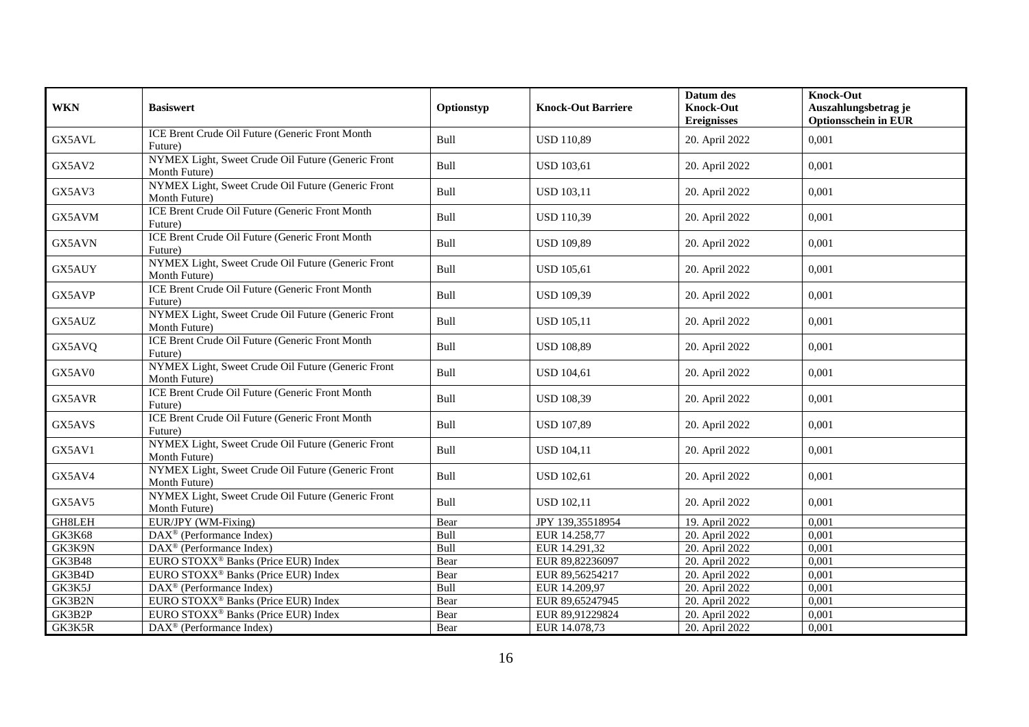| WKN | Basiswert | Optionstyp | Knock-Out Barriere | Datum des Knock-Out Ereignisses | Knock-Out Auszahlungsbetrag je Optionsschein in EUR |
|---|---|---|---|---|---|
| GX5AVL | ICE Brent Crude Oil Future (Generic Front Month Future) | Bull | USD 110,89 | 20. April 2022 | 0,001 |
| GX5AV2 | NYMEX Light, Sweet Crude Oil Future (Generic Front Month Future) | Bull | USD 103,61 | 20. April 2022 | 0,001 |
| GX5AV3 | NYMEX Light, Sweet Crude Oil Future (Generic Front Month Future) | Bull | USD 103,11 | 20. April 2022 | 0,001 |
| GX5AVM | ICE Brent Crude Oil Future (Generic Front Month Future) | Bull | USD 110,39 | 20. April 2022 | 0,001 |
| GX5AVN | ICE Brent Crude Oil Future (Generic Front Month Future) | Bull | USD 109,89 | 20. April 2022 | 0,001 |
| GX5AUY | NYMEX Light, Sweet Crude Oil Future (Generic Front Month Future) | Bull | USD 105,61 | 20. April 2022 | 0,001 |
| GX5AVP | ICE Brent Crude Oil Future (Generic Front Month Future) | Bull | USD 109,39 | 20. April 2022 | 0,001 |
| GX5AUZ | NYMEX Light, Sweet Crude Oil Future (Generic Front Month Future) | Bull | USD 105,11 | 20. April 2022 | 0,001 |
| GX5AVQ | ICE Brent Crude Oil Future (Generic Front Month Future) | Bull | USD 108,89 | 20. April 2022 | 0,001 |
| GX5AV0 | NYMEX Light, Sweet Crude Oil Future (Generic Front Month Future) | Bull | USD 104,61 | 20. April 2022 | 0,001 |
| GX5AVR | ICE Brent Crude Oil Future (Generic Front Month Future) | Bull | USD 108,39 | 20. April 2022 | 0,001 |
| GX5AVS | ICE Brent Crude Oil Future (Generic Front Month Future) | Bull | USD 107,89 | 20. April 2022 | 0,001 |
| GX5AV1 | NYMEX Light, Sweet Crude Oil Future (Generic Front Month Future) | Bull | USD 104,11 | 20. April 2022 | 0,001 |
| GX5AV4 | NYMEX Light, Sweet Crude Oil Future (Generic Front Month Future) | Bull | USD 102,61 | 20. April 2022 | 0,001 |
| GX5AV5 | NYMEX Light, Sweet Crude Oil Future (Generic Front Month Future) | Bull | USD 102,11 | 20. April 2022 | 0,001 |
| GH8LEH | EUR/JPY (WM-Fixing) | Bear | JPY 139,35518954 | 19. April 2022 | 0,001 |
| GK3K68 | DAX® (Performance Index) | Bull | EUR 14.258,77 | 20. April 2022 | 0,001 |
| GK3K9N | DAX® (Performance Index) | Bull | EUR 14.291,32 | 20. April 2022 | 0,001 |
| GK3B48 | EURO STOXX® Banks (Price EUR) Index | Bear | EUR 89,82236097 | 20. April 2022 | 0,001 |
| GK3B4D | EURO STOXX® Banks (Price EUR) Index | Bear | EUR 89,56254217 | 20. April 2022 | 0,001 |
| GK3K5J | DAX® (Performance Index) | Bull | EUR 14.209,97 | 20. April 2022 | 0,001 |
| GK3B2N | EURO STOXX® Banks (Price EUR) Index | Bear | EUR 89,65247945 | 20. April 2022 | 0,001 |
| GK3B2P | EURO STOXX® Banks (Price EUR) Index | Bear | EUR 89,91229824 | 20. April 2022 | 0,001 |
| GK3K5R | DAX® (Performance Index) | Bear | EUR 14.078,73 | 20. April 2022 | 0,001 |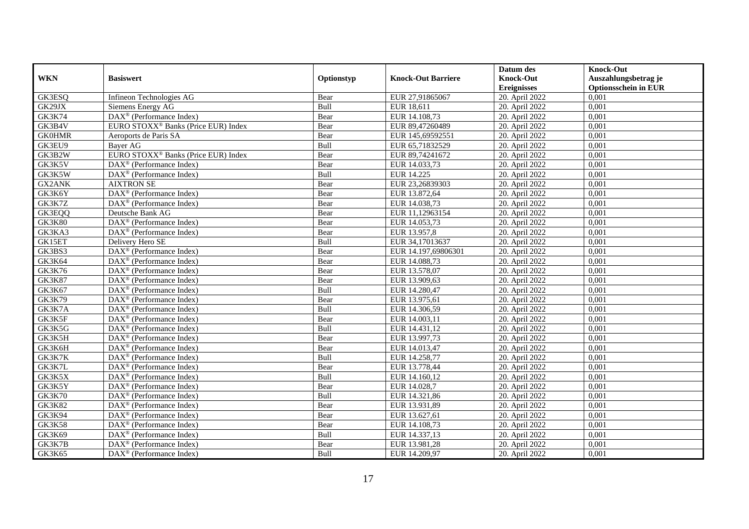| WKN | Basiswert | Optionstyp | Knock-Out Barriere | Datum des Knock-Out Ereignisses | Knock-Out Auszahlungsbetrag je Optionsschein in EUR |
|---|---|---|---|---|---|
| GK3ESQ | Infineon Technologies AG | Bear | EUR 27,91865067 | 20. April 2022 | 0,001 |
| GK29JX | Siemens Energy AG | Bull | EUR 18,611 | 20. April 2022 | 0,001 |
| GK3K74 | DAX® (Performance Index) | Bear | EUR 14.108,73 | 20. April 2022 | 0,001 |
| GK3B4V | EURO STOXX® Banks (Price EUR) Index | Bear | EUR 89,47260489 | 20. April 2022 | 0,001 |
| GK0HMR | Aeroports de Paris SA | Bear | EUR 145,69592551 | 20. April 2022 | 0,001 |
| GK3EU9 | Bayer AG | Bull | EUR 65,71832529 | 20. April 2022 | 0,001 |
| GK3B2W | EURO STOXX® Banks (Price EUR) Index | Bear | EUR 89,74241672 | 20. April 2022 | 0,001 |
| GK3K5V | DAX® (Performance Index) | Bear | EUR 14.033,73 | 20. April 2022 | 0,001 |
| GK3K5W | DAX® (Performance Index) | Bull | EUR 14.225 | 20. April 2022 | 0,001 |
| GX2ANK | AIXTRON SE | Bear | EUR 23,26839303 | 20. April 2022 | 0,001 |
| GK3K6Y | DAX® (Performance Index) | Bear | EUR 13.872,64 | 20. April 2022 | 0,001 |
| GK3K7Z | DAX® (Performance Index) | Bear | EUR 14.038,73 | 20. April 2022 | 0,001 |
| GK3EQQ | Deutsche Bank AG | Bear | EUR 11,12963154 | 20. April 2022 | 0,001 |
| GK3K80 | DAX® (Performance Index) | Bear | EUR 14.053,73 | 20. April 2022 | 0,001 |
| GK3KA3 | DAX® (Performance Index) | Bear | EUR 13.957,8 | 20. April 2022 | 0,001 |
| GK15ET | Delivery Hero SE | Bull | EUR 34,17013637 | 20. April 2022 | 0,001 |
| GK3BS3 | DAX® (Performance Index) | Bear | EUR 14.197,69806301 | 20. April 2022 | 0,001 |
| GK3K64 | DAX® (Performance Index) | Bear | EUR 14.088,73 | 20. April 2022 | 0,001 |
| GK3K76 | DAX® (Performance Index) | Bear | EUR 13.578,07 | 20. April 2022 | 0,001 |
| GK3K87 | DAX® (Performance Index) | Bear | EUR 13.909,63 | 20. April 2022 | 0,001 |
| GK3K67 | DAX® (Performance Index) | Bull | EUR 14.280,47 | 20. April 2022 | 0,001 |
| GK3K79 | DAX® (Performance Index) | Bear | EUR 13.975,61 | 20. April 2022 | 0,001 |
| GK3K7A | DAX® (Performance Index) | Bull | EUR 14.306,59 | 20. April 2022 | 0,001 |
| GK3K5F | DAX® (Performance Index) | Bear | EUR 14.003,11 | 20. April 2022 | 0,001 |
| GK3K5G | DAX® (Performance Index) | Bull | EUR 14.431,12 | 20. April 2022 | 0,001 |
| GK3K5H | DAX® (Performance Index) | Bear | EUR 13.997,73 | 20. April 2022 | 0,001 |
| GK3K6H | DAX® (Performance Index) | Bear | EUR 14.013,47 | 20. April 2022 | 0,001 |
| GK3K7K | DAX® (Performance Index) | Bull | EUR 14.258,77 | 20. April 2022 | 0,001 |
| GK3K7L | DAX® (Performance Index) | Bear | EUR 13.778,44 | 20. April 2022 | 0,001 |
| GK3K5X | DAX® (Performance Index) | Bull | EUR 14.160,12 | 20. April 2022 | 0,001 |
| GK3K5Y | DAX® (Performance Index) | Bear | EUR 14.028,7 | 20. April 2022 | 0,001 |
| GK3K70 | DAX® (Performance Index) | Bull | EUR 14.321,86 | 20. April 2022 | 0,001 |
| GK3K82 | DAX® (Performance Index) | Bear | EUR 13.931,89 | 20. April 2022 | 0,001 |
| GK3K94 | DAX® (Performance Index) | Bear | EUR 13.627,61 | 20. April 2022 | 0,001 |
| GK3K58 | DAX® (Performance Index) | Bear | EUR 14.108,73 | 20. April 2022 | 0,001 |
| GK3K69 | DAX® (Performance Index) | Bull | EUR 14.337,13 | 20. April 2022 | 0,001 |
| GK3K7B | DAX® (Performance Index) | Bear | EUR 13.981,28 | 20. April 2022 | 0,001 |
| GK3K65 | DAX® (Performance Index) | Bull | EUR 14.209,97 | 20. April 2022 | 0,001 |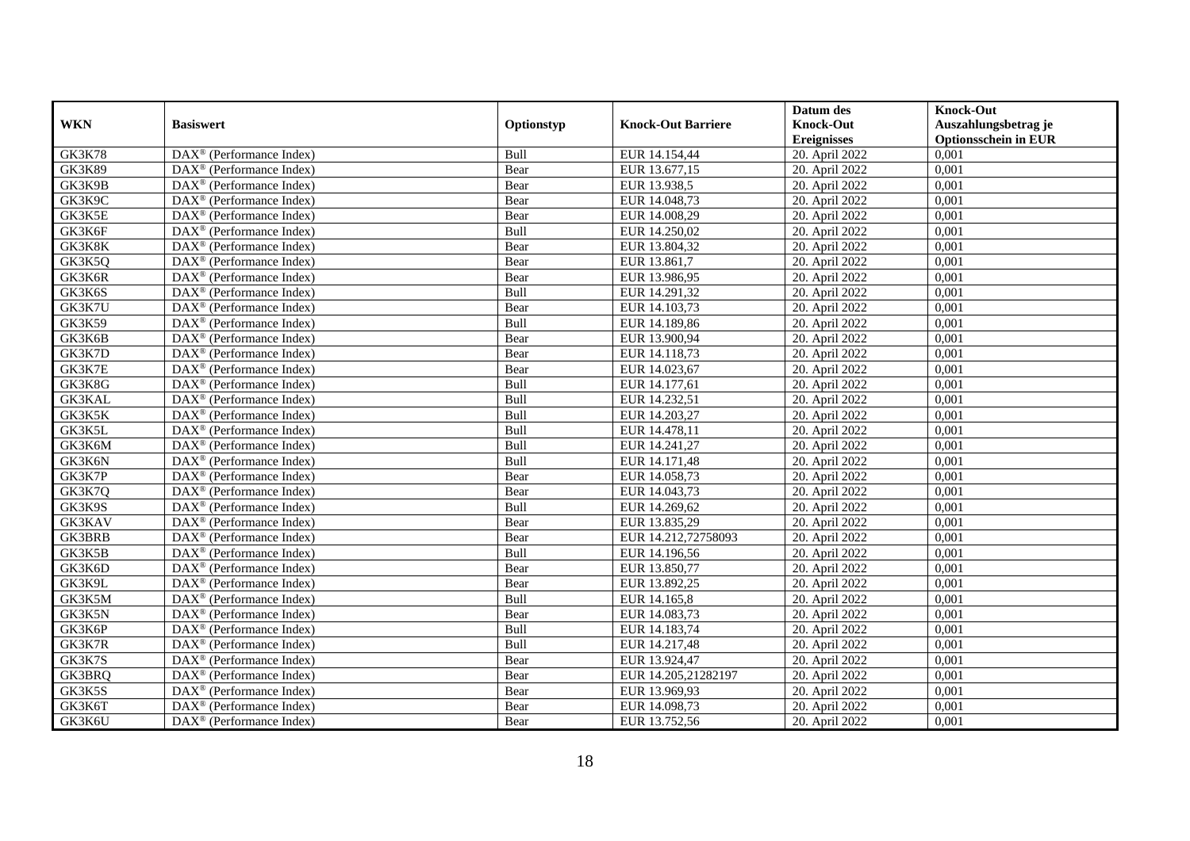| WKN | Basiswert | Optionstyp | Knock-Out Barriere | Datum des Knock-Out Ereignisses | Knock-Out Auszahlungsbetrag je Optionsschein in EUR |
|---|---|---|---|---|---|
| GK3K78 | DAX® (Performance Index) | Bull | EUR 14.154,44 | 20. April 2022 | 0,001 |
| GK3K89 | DAX® (Performance Index) | Bear | EUR 13.677,15 | 20. April 2022 | 0,001 |
| GK3K9B | DAX® (Performance Index) | Bear | EUR 13.938,5 | 20. April 2022 | 0,001 |
| GK3K9C | DAX® (Performance Index) | Bear | EUR 14.048,73 | 20. April 2022 | 0,001 |
| GK3K5E | DAX® (Performance Index) | Bear | EUR 14.008,29 | 20. April 2022 | 0,001 |
| GK3K6F | DAX® (Performance Index) | Bull | EUR 14.250,02 | 20. April 2022 | 0,001 |
| GK3K8K | DAX® (Performance Index) | Bear | EUR 13.804,32 | 20. April 2022 | 0,001 |
| GK3K5Q | DAX® (Performance Index) | Bear | EUR 13.861,7 | 20. April 2022 | 0,001 |
| GK3K6R | DAX® (Performance Index) | Bear | EUR 13.986,95 | 20. April 2022 | 0,001 |
| GK3K6S | DAX® (Performance Index) | Bull | EUR 14.291,32 | 20. April 2022 | 0,001 |
| GK3K7U | DAX® (Performance Index) | Bear | EUR 14.103,73 | 20. April 2022 | 0,001 |
| GK3K59 | DAX® (Performance Index) | Bull | EUR 14.189,86 | 20. April 2022 | 0,001 |
| GK3K6B | DAX® (Performance Index) | Bear | EUR 13.900,94 | 20. April 2022 | 0,001 |
| GK3K7D | DAX® (Performance Index) | Bear | EUR 14.118,73 | 20. April 2022 | 0,001 |
| GK3K7E | DAX® (Performance Index) | Bear | EUR 14.023,67 | 20. April 2022 | 0,001 |
| GK3K8G | DAX® (Performance Index) | Bull | EUR 14.177,61 | 20. April 2022 | 0,001 |
| GK3KAL | DAX® (Performance Index) | Bull | EUR 14.232,51 | 20. April 2022 | 0,001 |
| GK3K5K | DAX® (Performance Index) | Bull | EUR 14.203,27 | 20. April 2022 | 0,001 |
| GK3K5L | DAX® (Performance Index) | Bull | EUR 14.478,11 | 20. April 2022 | 0,001 |
| GK3K6M | DAX® (Performance Index) | Bull | EUR 14.241,27 | 20. April 2022 | 0,001 |
| GK3K6N | DAX® (Performance Index) | Bull | EUR 14.171,48 | 20. April 2022 | 0,001 |
| GK3K7P | DAX® (Performance Index) | Bear | EUR 14.058,73 | 20. April 2022 | 0,001 |
| GK3K7Q | DAX® (Performance Index) | Bear | EUR 14.043,73 | 20. April 2022 | 0,001 |
| GK3K9S | DAX® (Performance Index) | Bull | EUR 14.269,62 | 20. April 2022 | 0,001 |
| GK3KAV | DAX® (Performance Index) | Bear | EUR 13.835,29 | 20. April 2022 | 0,001 |
| GK3BRB | DAX® (Performance Index) | Bear | EUR 14.212,72758093 | 20. April 2022 | 0,001 |
| GK3K5B | DAX® (Performance Index) | Bull | EUR 14.196,56 | 20. April 2022 | 0,001 |
| GK3K6D | DAX® (Performance Index) | Bear | EUR 13.850,77 | 20. April 2022 | 0,001 |
| GK3K9L | DAX® (Performance Index) | Bear | EUR 13.892,25 | 20. April 2022 | 0,001 |
| GK3K5M | DAX® (Performance Index) | Bull | EUR 14.165,8 | 20. April 2022 | 0,001 |
| GK3K5N | DAX® (Performance Index) | Bear | EUR 14.083,73 | 20. April 2022 | 0,001 |
| GK3K6P | DAX® (Performance Index) | Bull | EUR 14.183,74 | 20. April 2022 | 0,001 |
| GK3K7R | DAX® (Performance Index) | Bull | EUR 14.217,48 | 20. April 2022 | 0,001 |
| GK3K7S | DAX® (Performance Index) | Bear | EUR 13.924,47 | 20. April 2022 | 0,001 |
| GK3BRQ | DAX® (Performance Index) | Bear | EUR 14.205,21282197 | 20. April 2022 | 0,001 |
| GK3K5S | DAX® (Performance Index) | Bear | EUR 13.969,93 | 20. April 2022 | 0,001 |
| GK3K6T | DAX® (Performance Index) | Bear | EUR 14.098,73 | 20. April 2022 | 0,001 |
| GK3K6U | DAX® (Performance Index) | Bear | EUR 13.752,56 | 20. April 2022 | 0,001 |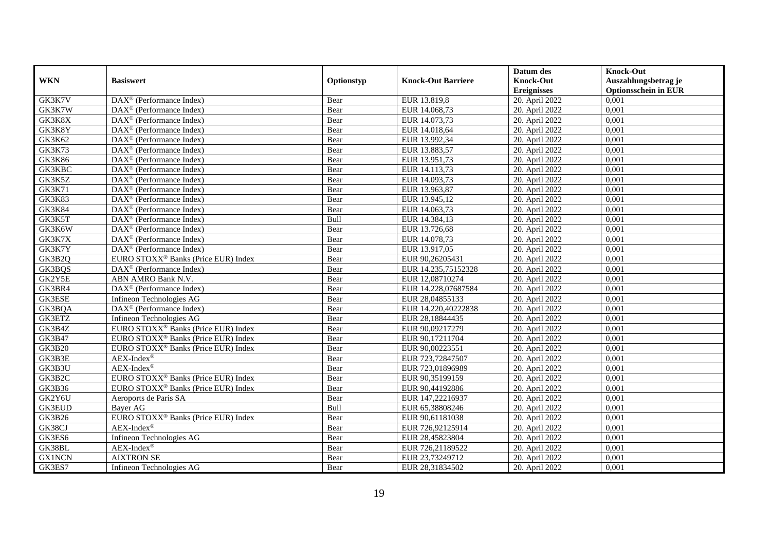| WKN | Basiswert | Optionstyp | Knock-Out Barriere | Datum des Knock-Out Ereignisses | Knock-Out Auszahlungsbetrag je Optionsschein in EUR |
|---|---|---|---|---|---|
| GK3K7V | DAX® (Performance Index) | Bear | EUR 13.819,8 | 20. April 2022 | 0,001 |
| GK3K7W | DAX® (Performance Index) | Bear | EUR 14.068,73 | 20. April 2022 | 0,001 |
| GK3K8X | DAX® (Performance Index) | Bear | EUR 14.073,73 | 20. April 2022 | 0,001 |
| GK3K8Y | DAX® (Performance Index) | Bear | EUR 14.018,64 | 20. April 2022 | 0,001 |
| GK3K62 | DAX® (Performance Index) | Bear | EUR 13.992,34 | 20. April 2022 | 0,001 |
| GK3K73 | DAX® (Performance Index) | Bear | EUR 13.883,57 | 20. April 2022 | 0,001 |
| GK3K86 | DAX® (Performance Index) | Bear | EUR 13.951,73 | 20. April 2022 | 0,001 |
| GK3KBC | DAX® (Performance Index) | Bear | EUR 14.113,73 | 20. April 2022 | 0,001 |
| GK3K5Z | DAX® (Performance Index) | Bear | EUR 14.093,73 | 20. April 2022 | 0,001 |
| GK3K71 | DAX® (Performance Index) | Bear | EUR 13.963,87 | 20. April 2022 | 0,001 |
| GK3K83 | DAX® (Performance Index) | Bear | EUR 13.945,12 | 20. April 2022 | 0,001 |
| GK3K84 | DAX® (Performance Index) | Bear | EUR 14.063,73 | 20. April 2022 | 0,001 |
| GK3K5T | DAX® (Performance Index) | Bull | EUR 14.384,13 | 20. April 2022 | 0,001 |
| GK3K6W | DAX® (Performance Index) | Bear | EUR 13.726,68 | 20. April 2022 | 0,001 |
| GK3K7X | DAX® (Performance Index) | Bear | EUR 14.078,73 | 20. April 2022 | 0,001 |
| GK3K7Y | DAX® (Performance Index) | Bear | EUR 13.917,05 | 20. April 2022 | 0,001 |
| GK3B2Q | EURO STOXX® Banks (Price EUR) Index | Bear | EUR 90,26205431 | 20. April 2022 | 0,001 |
| GK3BQS | DAX® (Performance Index) | Bear | EUR 14.235,75152328 | 20. April 2022 | 0,001 |
| GK2Y5E | ABN AMRO Bank N.V. | Bear | EUR 12,08710274 | 20. April 2022 | 0,001 |
| GK3BR4 | DAX® (Performance Index) | Bear | EUR 14.228,07687584 | 20. April 2022 | 0,001 |
| GK3ESE | Infineon Technologies AG | Bear | EUR 28,04855133 | 20. April 2022 | 0,001 |
| GK3BQA | DAX® (Performance Index) | Bear | EUR 14.220,40222838 | 20. April 2022 | 0,001 |
| GK3ETZ | Infineon Technologies AG | Bear | EUR 28,18844435 | 20. April 2022 | 0,001 |
| GK3B4Z | EURO STOXX® Banks (Price EUR) Index | Bear | EUR 90,09217279 | 20. April 2022 | 0,001 |
| GK3B47 | EURO STOXX® Banks (Price EUR) Index | Bear | EUR 90,17211704 | 20. April 2022 | 0,001 |
| GK3B20 | EURO STOXX® Banks (Price EUR) Index | Bear | EUR 90,00223551 | 20. April 2022 | 0,001 |
| GK3B3E | AEX-Index® | Bear | EUR 723,72847507 | 20. April 2022 | 0,001 |
| GK3B3U | AEX-Index® | Bear | EUR 723,01896989 | 20. April 2022 | 0,001 |
| GK3B2C | EURO STOXX® Banks (Price EUR) Index | Bear | EUR 90,35199159 | 20. April 2022 | 0,001 |
| GK3B36 | EURO STOXX® Banks (Price EUR) Index | Bear | EUR 90,44192886 | 20. April 2022 | 0,001 |
| GK2Y6U | Aeroports de Paris SA | Bear | EUR 147,22216937 | 20. April 2022 | 0,001 |
| GK3EUD | Bayer AG | Bull | EUR 65,38808246 | 20. April 2022 | 0,001 |
| GK3B26 | EURO STOXX® Banks (Price EUR) Index | Bear | EUR 90,61181038 | 20. April 2022 | 0,001 |
| GK38CJ | AEX-Index® | Bear | EUR 726,92125914 | 20. April 2022 | 0,001 |
| GK3ES6 | Infineon Technologies AG | Bear | EUR 28,45823804 | 20. April 2022 | 0,001 |
| GK38BL | AEX-Index® | Bear | EUR 726,21189522 | 20. April 2022 | 0,001 |
| GX1NCN | AIXTRON SE | Bear | EUR 23,73249712 | 20. April 2022 | 0,001 |
| GK3ES7 | Infineon Technologies AG | Bear | EUR 28,31834502 | 20. April 2022 | 0,001 |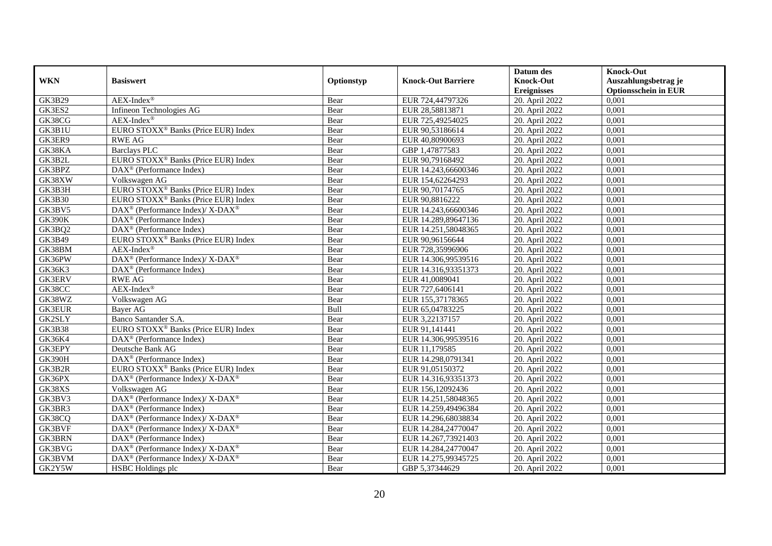| WKN | Basiswert | Optionstyp | Knock-Out Barriere | Datum des Knock-Out Ereignisses | Knock-Out Auszahlungsbetrag je Optionsschein in EUR |
|---|---|---|---|---|---|
| GK3B29 | AEX-Index® | Bear | EUR 724,44797326 | 20. April 2022 | 0,001 |
| GK3ES2 | Infineon Technologies AG | Bear | EUR 28,58813871 | 20. April 2022 | 0,001 |
| GK38CG | AEX-Index® | Bear | EUR 725,49254025 | 20. April 2022 | 0,001 |
| GK3B1U | EURO STOXX® Banks (Price EUR) Index | Bear | EUR 90,53186614 | 20. April 2022 | 0,001 |
| GK3ER9 | RWE AG | Bear | EUR 40,80900693 | 20. April 2022 | 0,001 |
| GK38KA | Barclays PLC | Bear | GBP 1,47877583 | 20. April 2022 | 0,001 |
| GK3B2L | EURO STOXX® Banks (Price EUR) Index | Bear | EUR 90,79168492 | 20. April 2022 | 0,001 |
| GK3BPZ | DAX® (Performance Index) | Bear | EUR 14.243,66600346 | 20. April 2022 | 0,001 |
| GK38XW | Volkswagen AG | Bear | EUR 154,62264293 | 20. April 2022 | 0,001 |
| GK3B3H | EURO STOXX® Banks (Price EUR) Index | Bear | EUR 90,70174765 | 20. April 2022 | 0,001 |
| GK3B30 | EURO STOXX® Banks (Price EUR) Index | Bear | EUR 90,8816222 | 20. April 2022 | 0,001 |
| GK3BV5 | DAX® (Performance Index)/ X-DAX® | Bear | EUR 14.243,66600346 | 20. April 2022 | 0,001 |
| GK390K | DAX® (Performance Index) | Bear | EUR 14.289,89647136 | 20. April 2022 | 0,001 |
| GK3BQ2 | DAX® (Performance Index) | Bear | EUR 14.251,58048365 | 20. April 2022 | 0,001 |
| GK3B49 | EURO STOXX® Banks (Price EUR) Index | Bear | EUR 90,96156644 | 20. April 2022 | 0,001 |
| GK38BM | AEX-Index® | Bear | EUR 728,35996906 | 20. April 2022 | 0,001 |
| GK36PW | DAX® (Performance Index)/ X-DAX® | Bear | EUR 14.306,99539516 | 20. April 2022 | 0,001 |
| GK36K3 | DAX® (Performance Index) | Bear | EUR 14.316,93351373 | 20. April 2022 | 0,001 |
| GK3ERV | RWE AG | Bear | EUR 41,0089041 | 20. April 2022 | 0,001 |
| GK38CC | AEX-Index® | Bear | EUR 727,6406141 | 20. April 2022 | 0,001 |
| GK38WZ | Volkswagen AG | Bear | EUR 155,37178365 | 20. April 2022 | 0,001 |
| GK3EUR | Bayer AG | Bull | EUR 65,04783225 | 20. April 2022 | 0,001 |
| GK2SLY | Banco Santander S.A. | Bear | EUR 3,22137157 | 20. April 2022 | 0,001 |
| GK3B38 | EURO STOXX® Banks (Price EUR) Index | Bear | EUR 91,141441 | 20. April 2022 | 0,001 |
| GK36K4 | DAX® (Performance Index) | Bear | EUR 14.306,99539516 | 20. April 2022 | 0,001 |
| GK3EPY | Deutsche Bank AG | Bear | EUR 11,179585 | 20. April 2022 | 0,001 |
| GK390H | DAX® (Performance Index) | Bear | EUR 14.298,0791341 | 20. April 2022 | 0,001 |
| GK3B2R | EURO STOXX® Banks (Price EUR) Index | Bear | EUR 91,05150372 | 20. April 2022 | 0,001 |
| GK36PX | DAX® (Performance Index)/ X-DAX® | Bear | EUR 14.316,93351373 | 20. April 2022 | 0,001 |
| GK38XS | Volkswagen AG | Bear | EUR 156,12092436 | 20. April 2022 | 0,001 |
| GK3BV3 | DAX® (Performance Index)/ X-DAX® | Bear | EUR 14.251,58048365 | 20. April 2022 | 0,001 |
| GK3BR3 | DAX® (Performance Index) | Bear | EUR 14.259,49496384 | 20. April 2022 | 0,001 |
| GK38CQ | DAX® (Performance Index)/ X-DAX® | Bear | EUR 14.296,68038834 | 20. April 2022 | 0,001 |
| GK3BVF | DAX® (Performance Index)/ X-DAX® | Bear | EUR 14.284,24770047 | 20. April 2022 | 0,001 |
| GK3BRN | DAX® (Performance Index) | Bear | EUR 14.267,73921403 | 20. April 2022 | 0,001 |
| GK3BVG | DAX® (Performance Index)/ X-DAX® | Bear | EUR 14.284,24770047 | 20. April 2022 | 0,001 |
| GK3BVM | DAX® (Performance Index)/ X-DAX® | Bear | EUR 14.275,99345725 | 20. April 2022 | 0,001 |
| GK2Y5W | HSBC Holdings plc | Bear | GBP 5,37344629 | 20. April 2022 | 0,001 |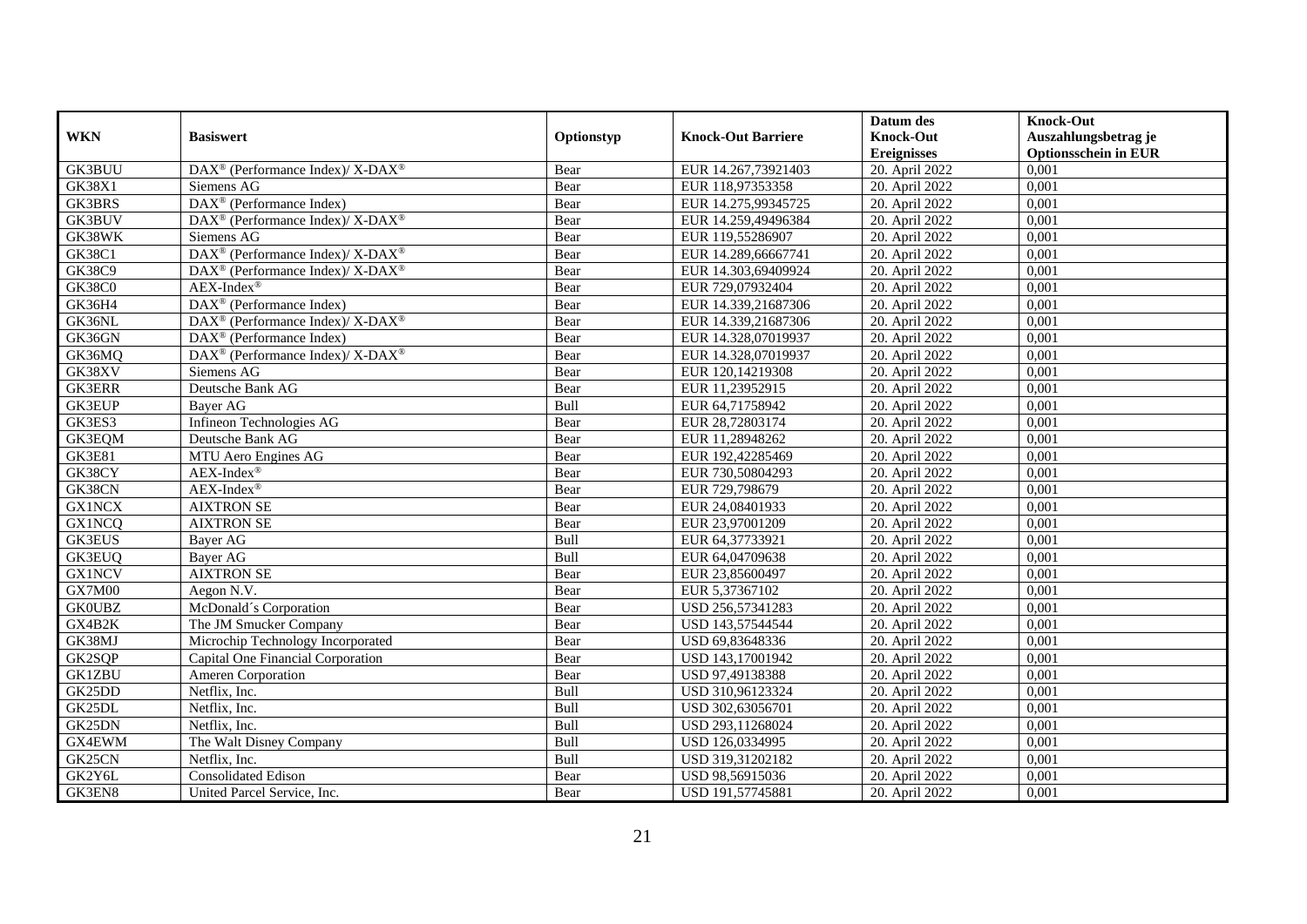| WKN | Basiswert | Optionstyp | Knock-Out Barriere | Datum des Knock-Out Ereignisses | Knock-Out Auszahlungsbetrag je Optionsschein in EUR |
|---|---|---|---|---|---|
| GK3BUU | DAX® (Performance Index)/ X-DAX® | Bear | EUR 14.267,73921403 | 20. April 2022 | 0,001 |
| GK38X1 | Siemens AG | Bear | EUR 118,97353358 | 20. April 2022 | 0,001 |
| GK3BRS | DAX® (Performance Index) | Bear | EUR 14.275,99345725 | 20. April 2022 | 0,001 |
| GK3BUV | DAX® (Performance Index)/ X-DAX® | Bear | EUR 14.259,49496384 | 20. April 2022 | 0,001 |
| GK38WK | Siemens AG | Bear | EUR 119,55286907 | 20. April 2022 | 0,001 |
| GK38C1 | DAX® (Performance Index)/ X-DAX® | Bear | EUR 14.289,66667741 | 20. April 2022 | 0,001 |
| GK38C9 | DAX® (Performance Index)/ X-DAX® | Bear | EUR 14.303,69409924 | 20. April 2022 | 0,001 |
| GK38C0 | AEX-Index® | Bear | EUR 729,07932404 | 20. April 2022 | 0,001 |
| GK36H4 | DAX® (Performance Index) | Bear | EUR 14.339,21687306 | 20. April 2022 | 0,001 |
| GK36NL | DAX® (Performance Index)/ X-DAX® | Bear | EUR 14.339,21687306 | 20. April 2022 | 0,001 |
| GK36GN | DAX® (Performance Index) | Bear | EUR 14.328,07019937 | 20. April 2022 | 0,001 |
| GK36MQ | DAX® (Performance Index)/ X-DAX® | Bear | EUR 14.328,07019937 | 20. April 2022 | 0,001 |
| GK38XV | Siemens AG | Bear | EUR 120,14219308 | 20. April 2022 | 0,001 |
| GK3ERR | Deutsche Bank AG | Bear | EUR 11,23952915 | 20. April 2022 | 0,001 |
| GK3EUP | Bayer AG | Bull | EUR 64,71758942 | 20. April 2022 | 0,001 |
| GK3ES3 | Infineon Technologies AG | Bear | EUR 28,72803174 | 20. April 2022 | 0,001 |
| GK3EQM | Deutsche Bank AG | Bear | EUR 11,28948262 | 20. April 2022 | 0,001 |
| GK3E81 | MTU Aero Engines AG | Bear | EUR 192,42285469 | 20. April 2022 | 0,001 |
| GK38CY | AEX-Index® | Bear | EUR 730,50804293 | 20. April 2022 | 0,001 |
| GK38CN | AEX-Index® | Bear | EUR 729,798679 | 20. April 2022 | 0,001 |
| GX1NCX | AIXTRON SE | Bear | EUR 24,08401933 | 20. April 2022 | 0,001 |
| GX1NCQ | AIXTRON SE | Bear | EUR 23,97001209 | 20. April 2022 | 0,001 |
| GK3EUS | Bayer AG | Bull | EUR 64,37733921 | 20. April 2022 | 0,001 |
| GK3EUQ | Bayer AG | Bull | EUR 64,04709638 | 20. April 2022 | 0,001 |
| GX1NCV | AIXTRON SE | Bear | EUR 23,85600497 | 20. April 2022 | 0,001 |
| GX7M00 | Aegon N.V. | Bear | EUR 5,37367102 | 20. April 2022 | 0,001 |
| GK0UBZ | McDonald´s Corporation | Bear | USD 256,57341283 | 20. April 2022 | 0,001 |
| GX4B2K | The JM Smucker Company | Bear | USD 143,57544544 | 20. April 2022 | 0,001 |
| GK38MJ | Microchip Technology Incorporated | Bear | USD 69,83648336 | 20. April 2022 | 0,001 |
| GK2SQP | Capital One Financial Corporation | Bear | USD 143,17001942 | 20. April 2022 | 0,001 |
| GK1ZBU | Ameren Corporation | Bear | USD 97,49138388 | 20. April 2022 | 0,001 |
| GK25DD | Netflix, Inc. | Bull | USD 310,96123324 | 20. April 2022 | 0,001 |
| GK25DL | Netflix, Inc. | Bull | USD 302,63056701 | 20. April 2022 | 0,001 |
| GK25DN | Netflix, Inc. | Bull | USD 293,11268024 | 20. April 2022 | 0,001 |
| GX4EWM | The Walt Disney Company | Bull | USD 126,0334995 | 20. April 2022 | 0,001 |
| GK25CN | Netflix, Inc. | Bull | USD 319,31202182 | 20. April 2022 | 0,001 |
| GK2Y6L | Consolidated Edison | Bear | USD 98,56915036 | 20. April 2022 | 0,001 |
| GK3EN8 | United Parcel Service, Inc. | Bear | USD 191,57745881 | 20. April 2022 | 0,001 |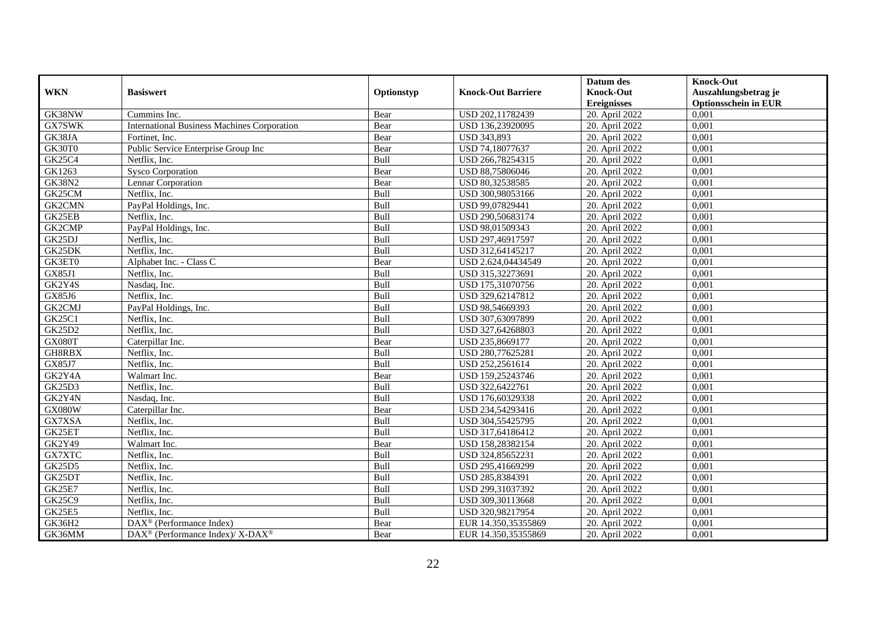| WKN | Basiswert | Optionstyp | Knock-Out Barriere | Datum des Knock-Out Ereignisses | Knock-Out Auszahlungsbetrag je Optionsschein in EUR |
|---|---|---|---|---|---|
| GK38NW | Cummins Inc. | Bear | USD 202,11782439 | 20. April 2022 | 0,001 |
| GX7SWK | International Business Machines Corporation | Bear | USD 136,23920095 | 20. April 2022 | 0,001 |
| GK38JA | Fortinet, Inc. | Bear | USD 343,893 | 20. April 2022 | 0,001 |
| GK30T0 | Public Service Enterprise Group Inc | Bear | USD 74,18077637 | 20. April 2022 | 0,001 |
| GK25C4 | Netflix, Inc. | Bull | USD 266,78254315 | 20. April 2022 | 0,001 |
| GK1263 | Sysco Corporation | Bear | USD 88,75806046 | 20. April 2022 | 0,001 |
| GK38N2 | Lennar Corporation | Bear | USD 80,32538585 | 20. April 2022 | 0,001 |
| GK25CM | Netflix, Inc. | Bull | USD 300,98053166 | 20. April 2022 | 0,001 |
| GK2CMN | PayPal Holdings, Inc. | Bull | USD 99,07829441 | 20. April 2022 | 0,001 |
| GK25EB | Netflix, Inc. | Bull | USD 290,50683174 | 20. April 2022 | 0,001 |
| GK2CMP | PayPal Holdings, Inc. | Bull | USD 98,01509343 | 20. April 2022 | 0,001 |
| GK25DJ | Netflix, Inc. | Bull | USD 297,46917597 | 20. April 2022 | 0,001 |
| GK25DK | Netflix, Inc. | Bull | USD 312,64145217 | 20. April 2022 | 0,001 |
| GK3ET0 | Alphabet Inc. - Class C | Bear | USD 2.624,04434549 | 20. April 2022 | 0,001 |
| GX85J1 | Netflix, Inc. | Bull | USD 315,32273691 | 20. April 2022 | 0,001 |
| GK2Y4S | Nasdaq, Inc. | Bull | USD 175,31070756 | 20. April 2022 | 0,001 |
| GX85J6 | Netflix, Inc. | Bull | USD 329,62147812 | 20. April 2022 | 0,001 |
| GK2CMJ | PayPal Holdings, Inc. | Bull | USD 98,54669393 | 20. April 2022 | 0,001 |
| GK25C1 | Netflix, Inc. | Bull | USD 307,63097899 | 20. April 2022 | 0,001 |
| GK25D2 | Netflix, Inc. | Bull | USD 327,64268803 | 20. April 2022 | 0,001 |
| GX080T | Caterpillar Inc. | Bear | USD 235,8669177 | 20. April 2022 | 0,001 |
| GH8RBX | Netflix, Inc. | Bull | USD 280,77625281 | 20. April 2022 | 0,001 |
| GX85J7 | Netflix, Inc. | Bull | USD 252,2561614 | 20. April 2022 | 0,001 |
| GK2Y4A | Walmart Inc. | Bear | USD 159,25243746 | 20. April 2022 | 0,001 |
| GK25D3 | Netflix, Inc. | Bull | USD 322,6422761 | 20. April 2022 | 0,001 |
| GK2Y4N | Nasdaq, Inc. | Bull | USD 176,60329338 | 20. April 2022 | 0,001 |
| GX080W | Caterpillar Inc. | Bear | USD 234,54293416 | 20. April 2022 | 0,001 |
| GX7XSA | Netflix, Inc. | Bull | USD 304,55425795 | 20. April 2022 | 0,001 |
| GK25ET | Netflix, Inc. | Bull | USD 317,64186412 | 20. April 2022 | 0,001 |
| GK2Y49 | Walmart Inc. | Bear | USD 158,28382154 | 20. April 2022 | 0,001 |
| GX7XTC | Netflix, Inc. | Bull | USD 324,85652231 | 20. April 2022 | 0,001 |
| GK25D5 | Netflix, Inc. | Bull | USD 295,41669299 | 20. April 2022 | 0,001 |
| GK25DT | Netflix, Inc. | Bull | USD 285,8384391 | 20. April 2022 | 0,001 |
| GK25E7 | Netflix, Inc. | Bull | USD 299,31037392 | 20. April 2022 | 0,001 |
| GK25C9 | Netflix, Inc. | Bull | USD 309,30113668 | 20. April 2022 | 0,001 |
| GK25E5 | Netflix, Inc. | Bull | USD 320,98217954 | 20. April 2022 | 0,001 |
| GK36H2 | DAX® (Performance Index) | Bear | EUR 14.350,35355869 | 20. April 2022 | 0,001 |
| GK36MM | DAX® (Performance Index)/ X-DAX® | Bear | EUR 14.350,35355869 | 20. April 2022 | 0,001 |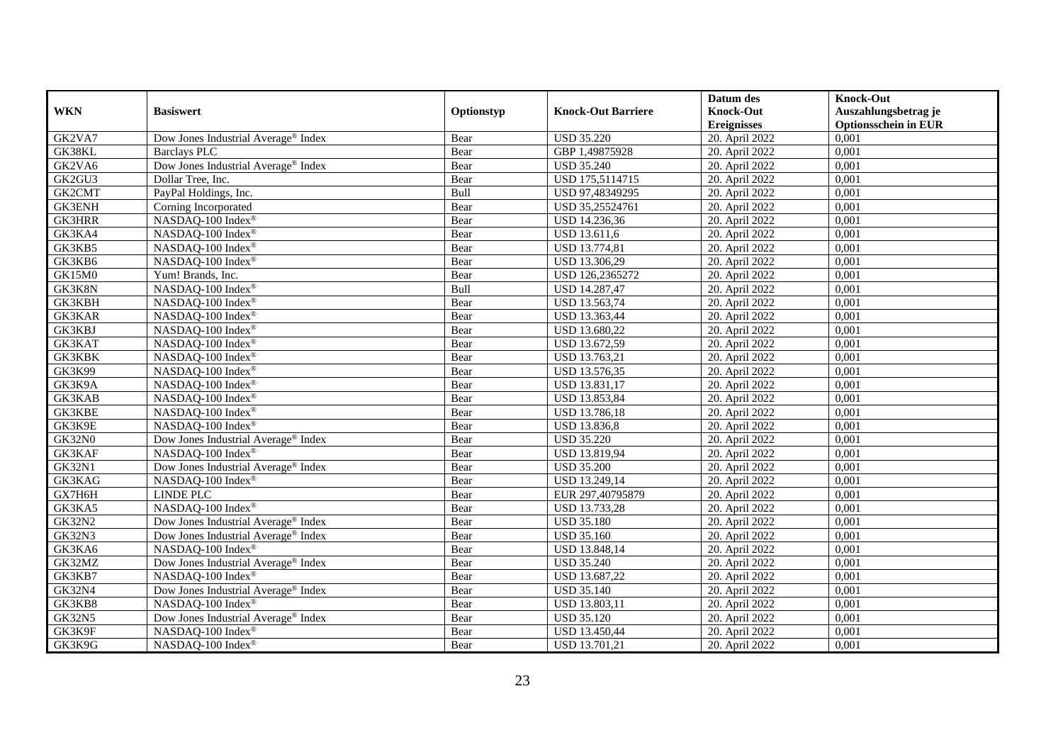| WKN | Basiswert | Optionstyp | Knock-Out Barriere | Datum des Knock-Out Ereignisses | Knock-Out Auszahlungsbetrag je Optionsschein in EUR |
|---|---|---|---|---|---|
| GK2VA7 | Dow Jones Industrial Average® Index | Bear | USD 35.220 | 20. April 2022 | 0,001 |
| GK38KL | Barclays PLC | Bear | GBP 1,49875928 | 20. April 2022 | 0,001 |
| GK2VA6 | Dow Jones Industrial Average® Index | Bear | USD 35.240 | 20. April 2022 | 0,001 |
| GK2GU3 | Dollar Tree, Inc. | Bear | USD 175,5114715 | 20. April 2022 | 0,001 |
| GK2CMT | PayPal Holdings, Inc. | Bull | USD 97,48349295 | 20. April 2022 | 0,001 |
| GK3ENH | Corning Incorporated | Bear | USD 35,25524761 | 20. April 2022 | 0,001 |
| GK3HRR | NASDAQ-100 Index® | Bear | USD 14.236,36 | 20. April 2022 | 0,001 |
| GK3KA4 | NASDAQ-100 Index® | Bear | USD 13.611,6 | 20. April 2022 | 0,001 |
| GK3KB5 | NASDAQ-100 Index® | Bear | USD 13.774,81 | 20. April 2022 | 0,001 |
| GK3KB6 | NASDAQ-100 Index® | Bear | USD 13.306,29 | 20. April 2022 | 0,001 |
| GK15M0 | Yum! Brands, Inc. | Bear | USD 126,2365272 | 20. April 2022 | 0,001 |
| GK3K8N | NASDAQ-100 Index® | Bull | USD 14.287,47 | 20. April 2022 | 0,001 |
| GK3KBH | NASDAQ-100 Index® | Bear | USD 13.563,74 | 20. April 2022 | 0,001 |
| GK3KAR | NASDAQ-100 Index® | Bear | USD 13.363,44 | 20. April 2022 | 0,001 |
| GK3KBJ | NASDAQ-100 Index® | Bear | USD 13.680,22 | 20. April 2022 | 0,001 |
| GK3KAT | NASDAQ-100 Index® | Bear | USD 13.672,59 | 20. April 2022 | 0,001 |
| GK3KBK | NASDAQ-100 Index® | Bear | USD 13.763,21 | 20. April 2022 | 0,001 |
| GK3K99 | NASDAQ-100 Index® | Bear | USD 13.576,35 | 20. April 2022 | 0,001 |
| GK3K9A | NASDAQ-100 Index® | Bear | USD 13.831,17 | 20. April 2022 | 0,001 |
| GK3KAB | NASDAQ-100 Index® | Bear | USD 13.853,84 | 20. April 2022 | 0,001 |
| GK3KBE | NASDAQ-100 Index® | Bear | USD 13.786,18 | 20. April 2022 | 0,001 |
| GK3K9E | NASDAQ-100 Index® | Bear | USD 13.836,8 | 20. April 2022 | 0,001 |
| GK32N0 | Dow Jones Industrial Average® Index | Bear | USD 35.220 | 20. April 2022 | 0,001 |
| GK3KAF | NASDAQ-100 Index® | Bear | USD 13.819,94 | 20. April 2022 | 0,001 |
| GK32N1 | Dow Jones Industrial Average® Index | Bear | USD 35.200 | 20. April 2022 | 0,001 |
| GK3KAG | NASDAQ-100 Index® | Bear | USD 13.249,14 | 20. April 2022 | 0,001 |
| GX7H6H | LINDE PLC | Bear | EUR 297,40795879 | 20. April 2022 | 0,001 |
| GK3KA5 | NASDAQ-100 Index® | Bear | USD 13.733,28 | 20. April 2022 | 0,001 |
| GK32N2 | Dow Jones Industrial Average® Index | Bear | USD 35.180 | 20. April 2022 | 0,001 |
| GK32N3 | Dow Jones Industrial Average® Index | Bear | USD 35.160 | 20. April 2022 | 0,001 |
| GK3KA6 | NASDAQ-100 Index® | Bear | USD 13.848,14 | 20. April 2022 | 0,001 |
| GK32MZ | Dow Jones Industrial Average® Index | Bear | USD 35.240 | 20. April 2022 | 0,001 |
| GK3KB7 | NASDAQ-100 Index® | Bear | USD 13.687,22 | 20. April 2022 | 0,001 |
| GK32N4 | Dow Jones Industrial Average® Index | Bear | USD 35.140 | 20. April 2022 | 0,001 |
| GK3KB8 | NASDAQ-100 Index® | Bear | USD 13.803,11 | 20. April 2022 | 0,001 |
| GK32N5 | Dow Jones Industrial Average® Index | Bear | USD 35.120 | 20. April 2022 | 0,001 |
| GK3K9F | NASDAQ-100 Index® | Bear | USD 13.450,44 | 20. April 2022 | 0,001 |
| GK3K9G | NASDAQ-100 Index® | Bear | USD 13.701,21 | 20. April 2022 | 0,001 |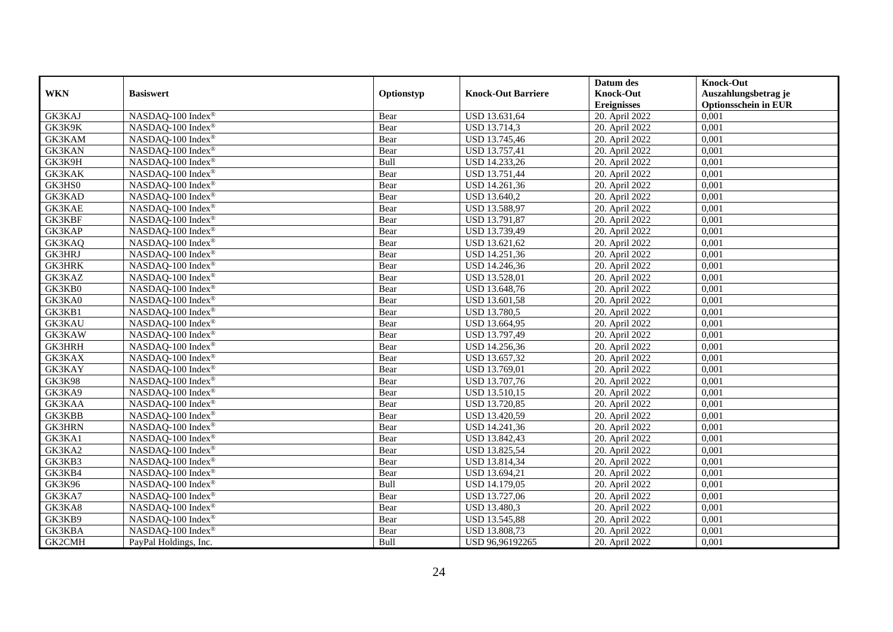| WKN | Basiswert | Optionstyp | Knock-Out Barriere | Datum des Knock-Out Ereignisses | Knock-Out Auszahlungsbetrag je Optionsschein in EUR |
|---|---|---|---|---|---|
| GK3KAJ | NASDAQ-100 Index® | Bear | USD 13.631,64 | 20. April 2022 | 0,001 |
| GK3K9K | NASDAQ-100 Index® | Bear | USD 13.714,3 | 20. April 2022 | 0,001 |
| GK3KAM | NASDAQ-100 Index® | Bear | USD 13.745,46 | 20. April 2022 | 0,001 |
| GK3KAN | NASDAQ-100 Index® | Bear | USD 13.757,41 | 20. April 2022 | 0,001 |
| GK3K9H | NASDAQ-100 Index® | Bull | USD 14.233,26 | 20. April 2022 | 0,001 |
| GK3KAK | NASDAQ-100 Index® | Bear | USD 13.751,44 | 20. April 2022 | 0,001 |
| GK3HS0 | NASDAQ-100 Index® | Bear | USD 14.261,36 | 20. April 2022 | 0,001 |
| GK3KAD | NASDAQ-100 Index® | Bear | USD 13.640,2 | 20. April 2022 | 0,001 |
| GK3KAE | NASDAQ-100 Index® | Bear | USD 13.588,97 | 20. April 2022 | 0,001 |
| GK3KBF | NASDAQ-100 Index® | Bear | USD 13.791,87 | 20. April 2022 | 0,001 |
| GK3KAP | NASDAQ-100 Index® | Bear | USD 13.739,49 | 20. April 2022 | 0,001 |
| GK3KAQ | NASDAQ-100 Index® | Bear | USD 13.621,62 | 20. April 2022 | 0,001 |
| GK3HRJ | NASDAQ-100 Index® | Bear | USD 14.251,36 | 20. April 2022 | 0,001 |
| GK3HRK | NASDAQ-100 Index® | Bear | USD 14.246,36 | 20. April 2022 | 0,001 |
| GK3KAZ | NASDAQ-100 Index® | Bear | USD 13.528,01 | 20. April 2022 | 0,001 |
| GK3KB0 | NASDAQ-100 Index® | Bear | USD 13.648,76 | 20. April 2022 | 0,001 |
| GK3KA0 | NASDAQ-100 Index® | Bear | USD 13.601,58 | 20. April 2022 | 0,001 |
| GK3KB1 | NASDAQ-100 Index® | Bear | USD 13.780,5 | 20. April 2022 | 0,001 |
| GK3KAU | NASDAQ-100 Index® | Bear | USD 13.664,95 | 20. April 2022 | 0,001 |
| GK3KAW | NASDAQ-100 Index® | Bear | USD 13.797,49 | 20. April 2022 | 0,001 |
| GK3HRH | NASDAQ-100 Index® | Bear | USD 14.256,36 | 20. April 2022 | 0,001 |
| GK3KAX | NASDAQ-100 Index® | Bear | USD 13.657,32 | 20. April 2022 | 0,001 |
| GK3KAY | NASDAQ-100 Index® | Bear | USD 13.769,01 | 20. April 2022 | 0,001 |
| GK3K98 | NASDAQ-100 Index® | Bear | USD 13.707,76 | 20. April 2022 | 0,001 |
| GK3KA9 | NASDAQ-100 Index® | Bear | USD 13.510,15 | 20. April 2022 | 0,001 |
| GK3KAA | NASDAQ-100 Index® | Bear | USD 13.720,85 | 20. April 2022 | 0,001 |
| GK3KBB | NASDAQ-100 Index® | Bear | USD 13.420,59 | 20. April 2022 | 0,001 |
| GK3HRN | NASDAQ-100 Index® | Bear | USD 14.241,36 | 20. April 2022 | 0,001 |
| GK3KA1 | NASDAQ-100 Index® | Bear | USD 13.842,43 | 20. April 2022 | 0,001 |
| GK3KA2 | NASDAQ-100 Index® | Bear | USD 13.825,54 | 20. April 2022 | 0,001 |
| GK3KB3 | NASDAQ-100 Index® | Bear | USD 13.814,34 | 20. April 2022 | 0,001 |
| GK3KB4 | NASDAQ-100 Index® | Bear | USD 13.694,21 | 20. April 2022 | 0,001 |
| GK3K96 | NASDAQ-100 Index® | Bull | USD 14.179,05 | 20. April 2022 | 0,001 |
| GK3KA7 | NASDAQ-100 Index® | Bear | USD 13.727,06 | 20. April 2022 | 0,001 |
| GK3KA8 | NASDAQ-100 Index® | Bear | USD 13.480,3 | 20. April 2022 | 0,001 |
| GK3KB9 | NASDAQ-100 Index® | Bear | USD 13.545,88 | 20. April 2022 | 0,001 |
| GK3KBA | NASDAQ-100 Index® | Bear | USD 13.808,73 | 20. April 2022 | 0,001 |
| GK2CMH | PayPal Holdings, Inc. | Bull | USD 96,96192265 | 20. April 2022 | 0,001 |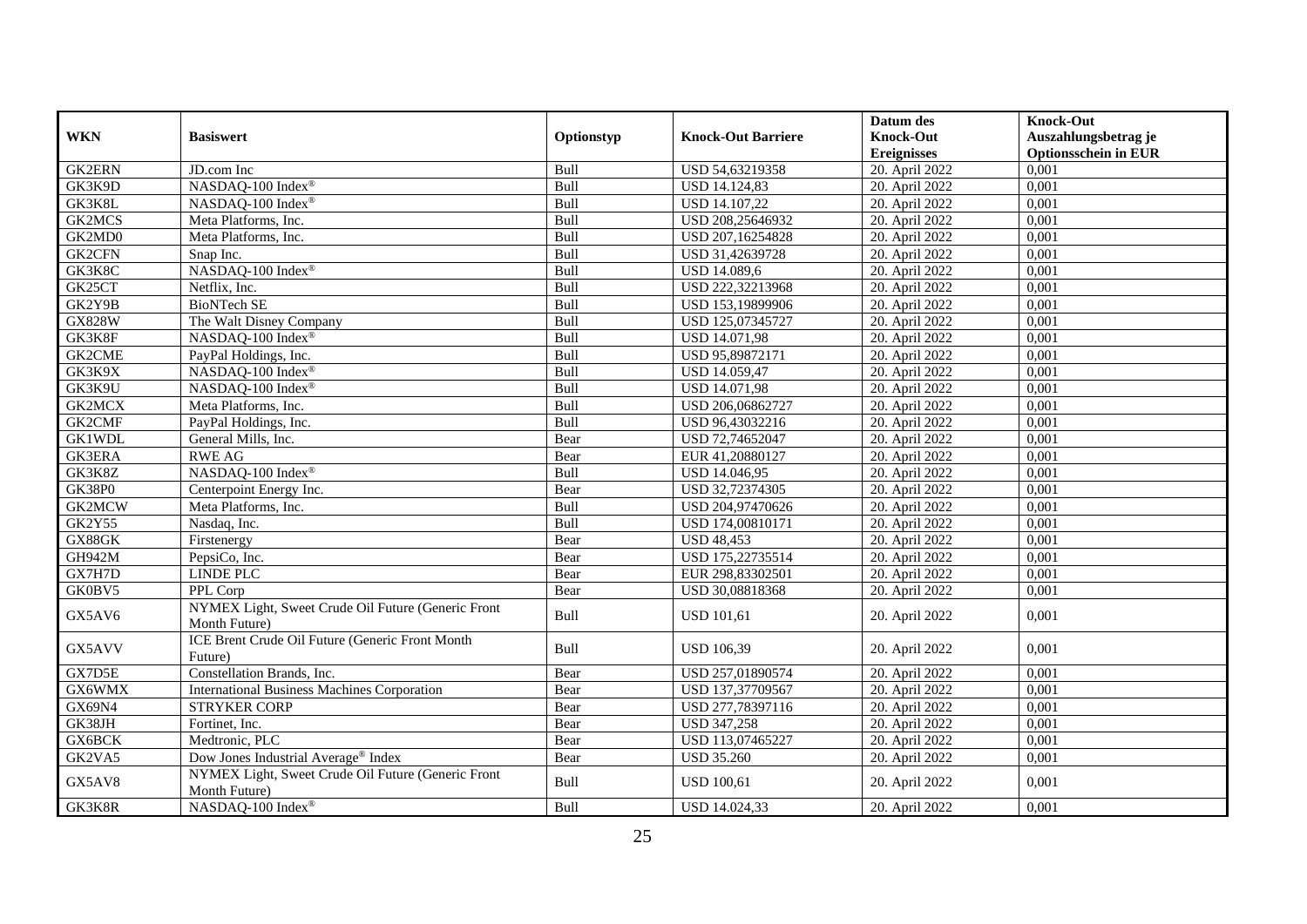| WKN | Basiswert | Optionstyp | Knock-Out Barriere | Datum des Knock-Out Ereignisses | Knock-Out Auszahlungsbetrag je Optionsschein in EUR |
|---|---|---|---|---|---|
| GK2ERN | JD.com Inc | Bull | USD 54,63219358 | 20. April 2022 | 0,001 |
| GK3K9D | NASDAQ-100 Index® | Bull | USD 14.124,83 | 20. April 2022 | 0,001 |
| GK3K8L | NASDAQ-100 Index® | Bull | USD 14.107,22 | 20. April 2022 | 0,001 |
| GK2MCS | Meta Platforms, Inc. | Bull | USD 208,25646932 | 20. April 2022 | 0,001 |
| GK2MD0 | Meta Platforms, Inc. | Bull | USD 207,16254828 | 20. April 2022 | 0,001 |
| GK2CFN | Snap Inc. | Bull | USD 31,42639728 | 20. April 2022 | 0,001 |
| GK3K8C | NASDAQ-100 Index® | Bull | USD 14.089,6 | 20. April 2022 | 0,001 |
| GK25CT | Netflix, Inc. | Bull | USD 222,32213968 | 20. April 2022 | 0,001 |
| GK2Y9B | BioNTech SE | Bull | USD 153,19899906 | 20. April 2022 | 0,001 |
| GX828W | The Walt Disney Company | Bull | USD 125,07345727 | 20. April 2022 | 0,001 |
| GK3K8F | NASDAQ-100 Index® | Bull | USD 14.071,98 | 20. April 2022 | 0,001 |
| GK2CME | PayPal Holdings, Inc. | Bull | USD 95,89872171 | 20. April 2022 | 0,001 |
| GK3K9X | NASDAQ-100 Index® | Bull | USD 14.059,47 | 20. April 2022 | 0,001 |
| GK3K9U | NASDAQ-100 Index® | Bull | USD 14.071,98 | 20. April 2022 | 0,001 |
| GK2MCX | Meta Platforms, Inc. | Bull | USD 206,06862727 | 20. April 2022 | 0,001 |
| GK2CMF | PayPal Holdings, Inc. | Bull | USD 96,43032216 | 20. April 2022 | 0,001 |
| GK1WDL | General Mills, Inc. | Bear | USD 72,74652047 | 20. April 2022 | 0,001 |
| GK3ERA | RWE AG | Bear | EUR 41,20880127 | 20. April 2022 | 0,001 |
| GK3K8Z | NASDAQ-100 Index® | Bull | USD 14.046,95 | 20. April 2022 | 0,001 |
| GK38P0 | Centerpoint Energy Inc. | Bear | USD 32,72374305 | 20. April 2022 | 0,001 |
| GK2MCW | Meta Platforms, Inc. | Bull | USD 204,97470626 | 20. April 2022 | 0,001 |
| GK2Y55 | Nasdaq, Inc. | Bull | USD 174,00810171 | 20. April 2022 | 0,001 |
| GX88GK | Firstenergy | Bear | USD 48,453 | 20. April 2022 | 0,001 |
| GH942M | PepsiCo, Inc. | Bear | USD 175,22735514 | 20. April 2022 | 0,001 |
| GX7H7D | LINDE PLC | Bear | EUR 298,83302501 | 20. April 2022 | 0,001 |
| GK0BV5 | PPL Corp | Bear | USD 30,08818368 | 20. April 2022 | 0,001 |
| GX5AV6 | NYMEX Light, Sweet Crude Oil Future (Generic Front Month Future) | Bull | USD 101,61 | 20. April 2022 | 0,001 |
| GX5AVV | ICE Brent Crude Oil Future (Generic Front Month Future) | Bull | USD 106,39 | 20. April 2022 | 0,001 |
| GX7D5E | Constellation Brands, Inc. | Bear | USD 257,01890574 | 20. April 2022 | 0,001 |
| GX6WMX | International Business Machines Corporation | Bear | USD 137,37709567 | 20. April 2022 | 0,001 |
| GX69N4 | STRYKER CORP | Bear | USD 277,78397116 | 20. April 2022 | 0,001 |
| GK38JH | Fortinet, Inc. | Bear | USD 347,258 | 20. April 2022 | 0,001 |
| GX6BCK | Medtronic, PLC | Bear | USD 113,07465227 | 20. April 2022 | 0,001 |
| GK2VA5 | Dow Jones Industrial Average® Index | Bear | USD 35.260 | 20. April 2022 | 0,001 |
| GX5AV8 | NYMEX Light, Sweet Crude Oil Future (Generic Front Month Future) | Bull | USD 100,61 | 20. April 2022 | 0,001 |
| GK3K8R | NASDAQ-100 Index® | Bull | USD 14.024,33 | 20. April 2022 | 0,001 |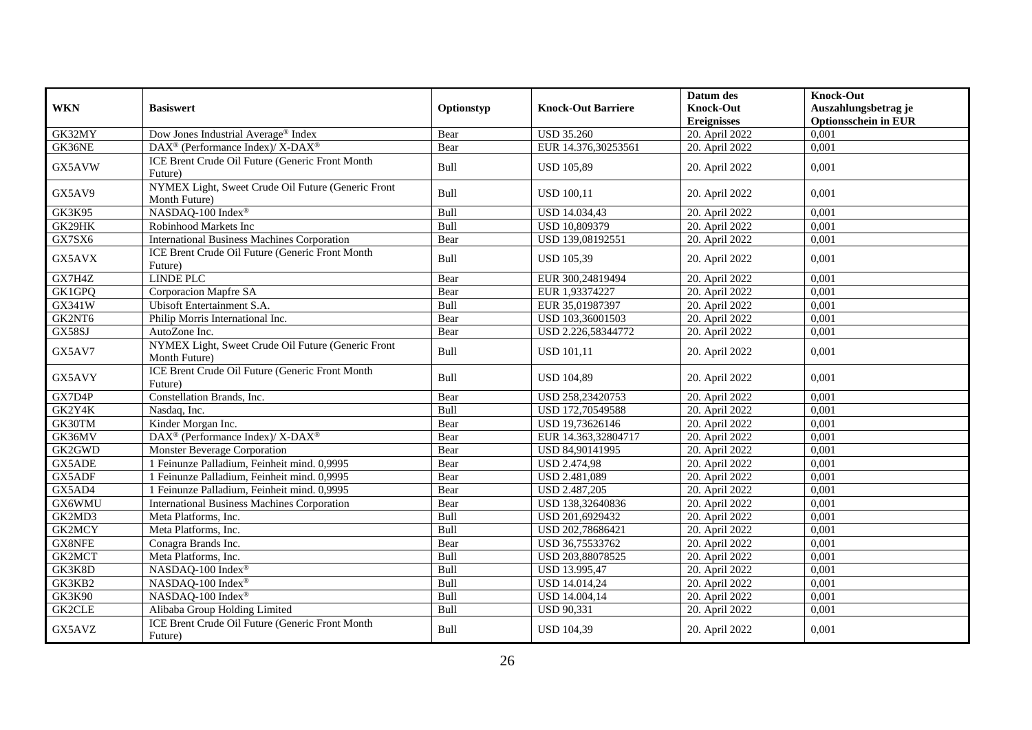| WKN | Basiswert | Optionstyp | Knock-Out Barriere | Datum des Knock-Out Ereignisses | Knock-Out Auszahlungsbetrag je Optionsschein in EUR |
|---|---|---|---|---|---|
| GK32MY | Dow Jones Industrial Average® Index | Bear | USD 35.260 | 20. April 2022 | 0,001 |
| GK36NE | DAX® (Performance Index)/ X-DAX® | Bear | EUR 14.376,30253561 | 20. April 2022 | 0,001 |
| GX5AVW | ICE Brent Crude Oil Future (Generic Front Month Future) | Bull | USD 105,89 | 20. April 2022 | 0,001 |
| GX5AV9 | NYMEX Light, Sweet Crude Oil Future (Generic Front Month Future) | Bull | USD 100,11 | 20. April 2022 | 0,001 |
| GK3K95 | NASDAQ-100 Index® | Bull | USD 14.034,43 | 20. April 2022 | 0,001 |
| GK29HK | Robinhood Markets Inc | Bull | USD 10,809379 | 20. April 2022 | 0,001 |
| GX7SX6 | International Business Machines Corporation | Bear | USD 139,08192551 | 20. April 2022 | 0,001 |
| GX5AVX | ICE Brent Crude Oil Future (Generic Front Month Future) | Bull | USD 105,39 | 20. April 2022 | 0,001 |
| GX7H4Z | LINDE PLC | Bear | EUR 300,24819494 | 20. April 2022 | 0,001 |
| GK1GPQ | Corporacion Mapfre SA | Bear | EUR 1,93374227 | 20. April 2022 | 0,001 |
| GX341W | Ubisoft Entertainment S.A. | Bull | EUR 35,01987397 | 20. April 2022 | 0,001 |
| GK2NT6 | Philip Morris International Inc. | Bear | USD 103,36001503 | 20. April 2022 | 0,001 |
| GX58SJ | AutoZone Inc. | Bear | USD 2.226,58344772 | 20. April 2022 | 0,001 |
| GX5AV7 | NYMEX Light, Sweet Crude Oil Future (Generic Front Month Future) | Bull | USD 101,11 | 20. April 2022 | 0,001 |
| GX5AVY | ICE Brent Crude Oil Future (Generic Front Month Future) | Bull | USD 104,89 | 20. April 2022 | 0,001 |
| GX7D4P | Constellation Brands, Inc. | Bear | USD 258,23420753 | 20. April 2022 | 0,001 |
| GK2Y4K | Nasdaq, Inc. | Bull | USD 172,70549588 | 20. April 2022 | 0,001 |
| GK30TM | Kinder Morgan Inc. | Bear | USD 19,73626146 | 20. April 2022 | 0,001 |
| GK36MV | DAX® (Performance Index)/ X-DAX® | Bear | EUR 14.363,32804717 | 20. April 2022 | 0,001 |
| GK2GWD | Monster Beverage Corporation | Bear | USD 84,90141995 | 20. April 2022 | 0,001 |
| GX5ADE | 1 Feinunze Palladium, Feinheit mind. 0,9995 | Bear | USD 2.474,98 | 20. April 2022 | 0,001 |
| GX5ADF | 1 Feinunze Palladium, Feinheit mind. 0,9995 | Bear | USD 2.481,089 | 20. April 2022 | 0,001 |
| GX5AD4 | 1 Feinunze Palladium, Feinheit mind. 0,9995 | Bear | USD 2.487,205 | 20. April 2022 | 0,001 |
| GX6WMU | International Business Machines Corporation | Bear | USD 138,32640836 | 20. April 2022 | 0,001 |
| GK2MD3 | Meta Platforms, Inc. | Bull | USD 201,6929432 | 20. April 2022 | 0,001 |
| GK2MCY | Meta Platforms, Inc. | Bull | USD 202,78686421 | 20. April 2022 | 0,001 |
| GX8NFE | Conagra Brands Inc. | Bear | USD 36,75533762 | 20. April 2022 | 0,001 |
| GK2MCT | Meta Platforms, Inc. | Bull | USD 203,88078525 | 20. April 2022 | 0,001 |
| GK3K8D | NASDAQ-100 Index® | Bull | USD 13.995,47 | 20. April 2022 | 0,001 |
| GK3KB2 | NASDAQ-100 Index® | Bull | USD 14.014,24 | 20. April 2022 | 0,001 |
| GK3K90 | NASDAQ-100 Index® | Bull | USD 14.004,14 | 20. April 2022 | 0,001 |
| GK2CLE | Alibaba Group Holding Limited | Bull | USD 90,331 | 20. April 2022 | 0,001 |
| GX5AVZ | ICE Brent Crude Oil Future (Generic Front Month Future) | Bull | USD 104,39 | 20. April 2022 | 0,001 |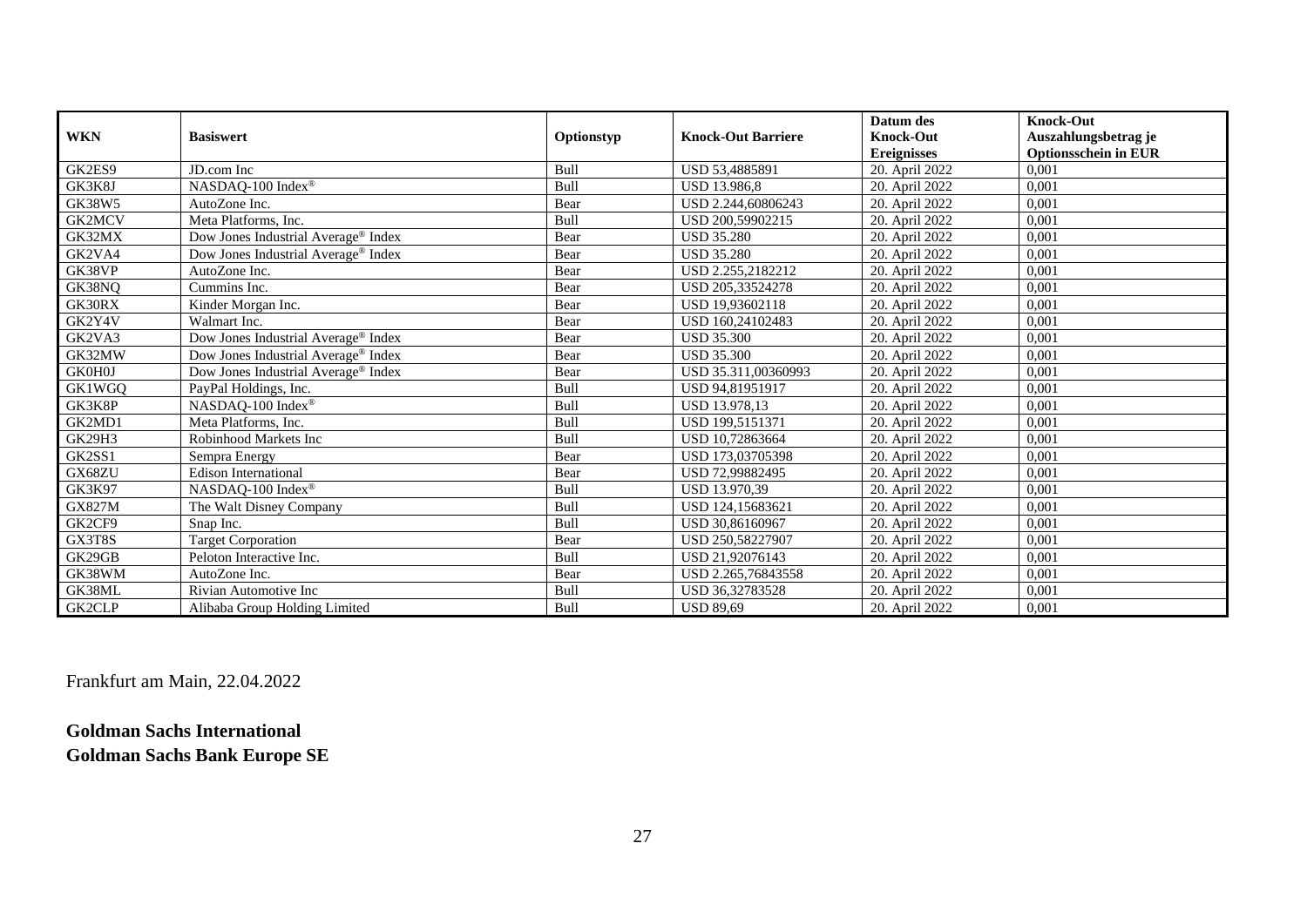| WKN | Basiswert | Optionstyp | Knock-Out Barriere | Datum des Knock-Out Ereignisses | Knock-Out Auszahlungsbetrag je Optionsschein in EUR |
|---|---|---|---|---|---|
| GK2ES9 | JD.com Inc | Bull | USD 53,4885891 | 20. April 2022 | 0,001 |
| GK3K8J | NASDAQ-100 Index® | Bull | USD 13.986,8 | 20. April 2022 | 0,001 |
| GK38W5 | AutoZone Inc. | Bear | USD 2.244,60806243 | 20. April 2022 | 0,001 |
| GK2MCV | Meta Platforms, Inc. | Bull | USD 200,59902215 | 20. April 2022 | 0,001 |
| GK32MX | Dow Jones Industrial Average® Index | Bear | USD 35.280 | 20. April 2022 | 0,001 |
| GK2VA4 | Dow Jones Industrial Average® Index | Bear | USD 35.280 | 20. April 2022 | 0,001 |
| GK38VP | AutoZone Inc. | Bear | USD 2.255,2182212 | 20. April 2022 | 0,001 |
| GK38NQ | Cummins Inc. | Bear | USD 205,33524278 | 20. April 2022 | 0,001 |
| GK30RX | Kinder Morgan Inc. | Bear | USD 19,93602118 | 20. April 2022 | 0,001 |
| GK2Y4V | Walmart Inc. | Bear | USD 160,24102483 | 20. April 2022 | 0,001 |
| GK2VA3 | Dow Jones Industrial Average® Index | Bear | USD 35.300 | 20. April 2022 | 0,001 |
| GK32MW | Dow Jones Industrial Average® Index | Bear | USD 35.300 | 20. April 2022 | 0,001 |
| GK0H0J | Dow Jones Industrial Average® Index | Bear | USD 35.311,00360993 | 20. April 2022 | 0,001 |
| GK1WGQ | PayPal Holdings, Inc. | Bull | USD 94,81951917 | 20. April 2022 | 0,001 |
| GK3K8P | NASDAQ-100 Index® | Bull | USD 13.978,13 | 20. April 2022 | 0,001 |
| GK2MD1 | Meta Platforms, Inc. | Bull | USD 199,5151371 | 20. April 2022 | 0,001 |
| GK29H3 | Robinhood Markets Inc | Bull | USD 10,72863664 | 20. April 2022 | 0,001 |
| GK2SS1 | Sempra Energy | Bear | USD 173,03705398 | 20. April 2022 | 0,001 |
| GX68ZU | Edison International | Bear | USD 72,99882495 | 20. April 2022 | 0,001 |
| GK3K97 | NASDAQ-100 Index® | Bull | USD 13.970,39 | 20. April 2022 | 0,001 |
| GX827M | The Walt Disney Company | Bull | USD 124,15683621 | 20. April 2022 | 0,001 |
| GK2CF9 | Snap Inc. | Bull | USD 30,86160967 | 20. April 2022 | 0,001 |
| GX3T8S | Target Corporation | Bear | USD 250,58227907 | 20. April 2022 | 0,001 |
| GK29GB | Peloton Interactive Inc. | Bull | USD 21,92076143 | 20. April 2022 | 0,001 |
| GK38WM | AutoZone Inc. | Bear | USD 2.265,76843558 | 20. April 2022 | 0,001 |
| GK38ML | Rivian Automotive Inc | Bull | USD 36,32783528 | 20. April 2022 | 0,001 |
| GK2CLP | Alibaba Group Holding Limited | Bull | USD 89,69 | 20. April 2022 | 0,001 |

Frankfurt am Main, 22.04.2022

**Goldman Sachs International**
**Goldman Sachs Bank Europe SE**